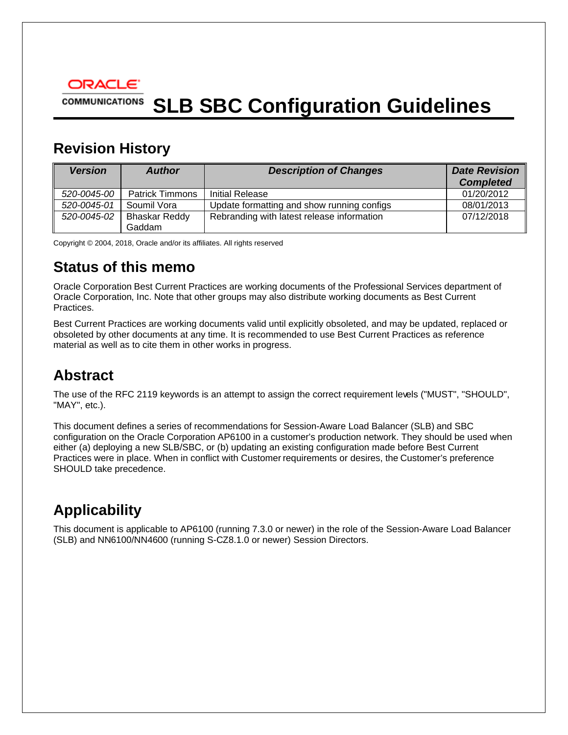ORACLE
COMMUNICATIONS

# SLB SBC Configuration Guidelines

## Revision History

| *Version* | *Author* | *Description of Changes* | *Date Revision Completed* |
|---|---|---|---|
| *520-0045-00* | Patrick Timmons | Initial Release | 01/20/2012 |
| *520-0045-01* | Soumil Vora | Update formatting and show running configs | 08/01/2013 |
| *520-0045-02* | Bhaskar Reddy Gaddam | Rebranding with latest release information | 07/12/2018 |

Copyright © 2004, 2018, Oracle and/or its affiliates. All rights reserved

## Status of this memo

Oracle Corporation Best Current Practices are working documents of the Professional Services department of Oracle Corporation, Inc. Note that other groups may also distribute working documents as Best Current Practices.

Best Current Practices are working documents valid until explicitly obsoleted, and may be updated, replaced or obsoleted by other documents at any time. It is recommended to use Best Current Practices as reference material as well as to cite them in other works in progress.

## Abstract

The use of the RFC 2119 keywords is an attempt to assign the correct requirement levels ("MUST", "SHOULD", "MAY", etc.).

This document defines a series of recommendations for Session-Aware Load Balancer (SLB) and SBC configuration on the Oracle Corporation AP6100 in a customer's production network. They should be used when either (a) deploying a new SLB/SBC, or (b) updating an existing configuration made before Best Current Practices were in place. When in conflict with Customer requirements or desires, the Customer's preference SHOULD take precedence.

## Applicability

This document is applicable to AP6100 (running 7.3.0 or newer) in the role of the Session-Aware Load Balancer (SLB) and NN6100/NN4600 (running S-CZ8.1.0 or newer) Session Directors.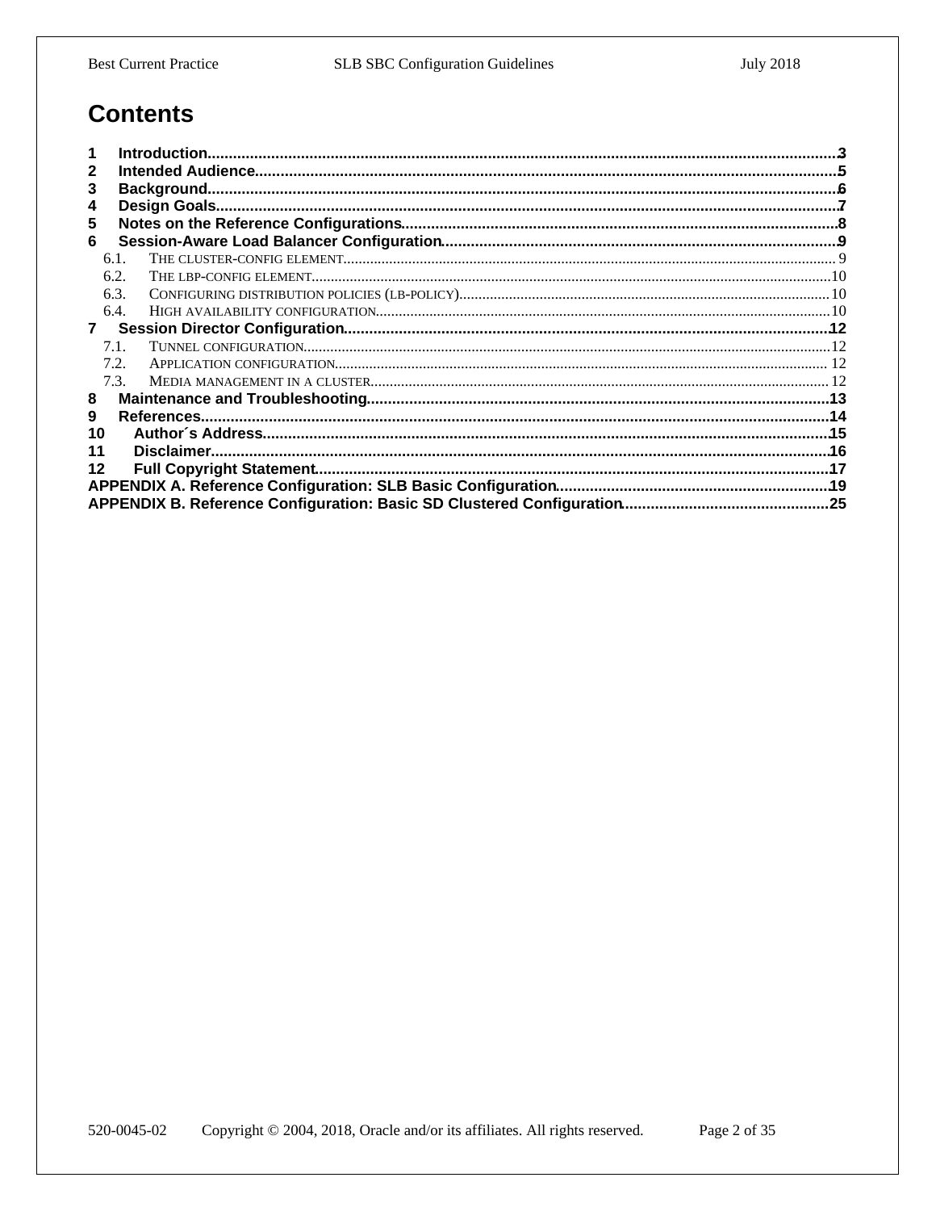# Contents

1 Introduction....3
2 Intended Audience....5
3 Background....6
4 Design Goals....7
5 Notes on the Reference Configurations....8
6 Session-Aware Load Balancer Configuration....9
- 6.1. THE CLUSTER-CONFIG ELEMENT....9
- 6.2. THE LBP-CONFIG ELEMENT....10
- 6.3. CONFIGURING DISTRIBUTION POLICIES (LB-POLICY)....10
- 6.4. HIGH AVAILABILITY CONFIGURATION....10

7 Session Director Configuration....12
- 7.1. TUNNEL CONFIGURATION....12
- 7.2. APPLICATION CONFIGURATION....12
- 7.3. MEDIA MANAGEMENT IN A CLUSTER....12

8 Maintenance and Troubleshooting....13
9 References....14
10 Author´s Address....15
11 Disclaimer....16
12 Full Copyright Statement....17
APPENDIX A. Reference Configuration: SLB Basic Configuration....19
APPENDIX B. Reference Configuration: Basic SD Clustered Configuration....25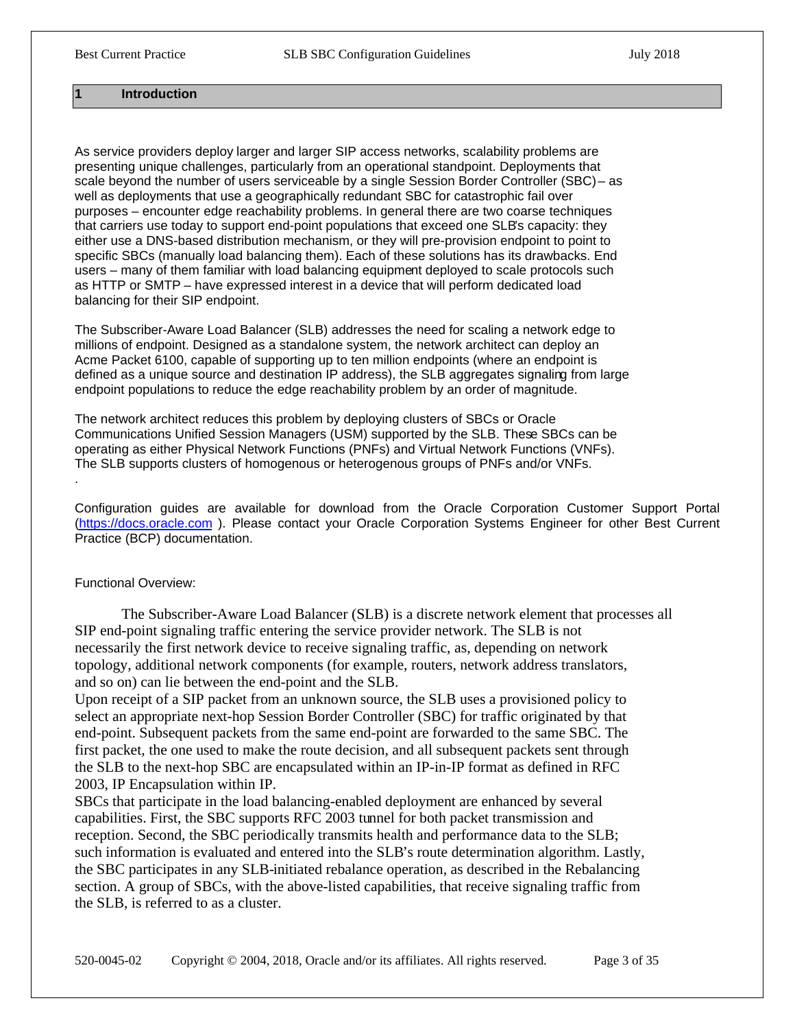# 1 Introduction

As service providers deploy larger and larger SIP access networks, scalability problems are presenting unique challenges, particularly from an operational standpoint. Deployments that scale beyond the number of users serviceable by a single Session Border Controller (SBC) – as well as deployments that use a geographically redundant SBC for catastrophic fail over purposes – encounter edge reachability problems. In general there are two coarse techniques that carriers use today to support end-point populations that exceed one SLB's capacity: they either use a DNS-based distribution mechanism, or they will pre-provision endpoint to point to specific SBCs (manually load balancing them). Each of these solutions has its drawbacks. End users – many of them familiar with load balancing equipment deployed to scale protocols such as HTTP or SMTP – have expressed interest in a device that will perform dedicated load balancing for their SIP endpoint.

The Subscriber-Aware Load Balancer (SLB) addresses the need for scaling a network edge to millions of endpoint. Designed as a standalone system, the network architect can deploy an Acme Packet 6100, capable of supporting up to ten million endpoints (where an endpoint is defined as a unique source and destination IP address), the SLB aggregates signaling from large endpoint populations to reduce the edge reachability problem by an order of magnitude.

The network architect reduces this problem by deploying clusters of SBCs or Oracle Communications Unified Session Managers (USM) supported by the SLB. These SBCs can be operating as either Physical Network Functions (PNFs) and Virtual Network Functions (VNFs). The SLB supports clusters of homogenous or heterogenous groups of PNFs and/or VNFs.

.

Configuration guides are available for download from the Oracle Corporation Customer Support Portal (https://docs.oracle.com ). Please contact your Oracle Corporation Systems Engineer for other Best Current Practice (BCP) documentation.

Functional Overview:

The Subscriber-Aware Load Balancer (SLB) is a discrete network element that processes all SIP end-point signaling traffic entering the service provider network. The SLB is not necessarily the first network device to receive signaling traffic, as, depending on network topology, additional network components (for example, routers, network address translators, and so on) can lie between the end-point and the SLB.

Upon receipt of a SIP packet from an unknown source, the SLB uses a provisioned policy to select an appropriate next-hop Session Border Controller (SBC) for traffic originated by that end-point. Subsequent packets from the same end-point are forwarded to the same SBC. The first packet, the one used to make the route decision, and all subsequent packets sent through the SLB to the next-hop SBC are encapsulated within an IP-in-IP format as defined in RFC 2003, IP Encapsulation within IP.

SBCs that participate in the load balancing-enabled deployment are enhanced by several capabilities. First, the SBC supports RFC 2003 tunnel for both packet transmission and reception. Second, the SBC periodically transmits health and performance data to the SLB; such information is evaluated and entered into the SLB's route determination algorithm. Lastly, the SBC participates in any SLB-initiated rebalance operation, as described in the Rebalancing section. A group of SBCs, with the above-listed capabilities, that receive signaling traffic from the SLB, is referred to as a cluster.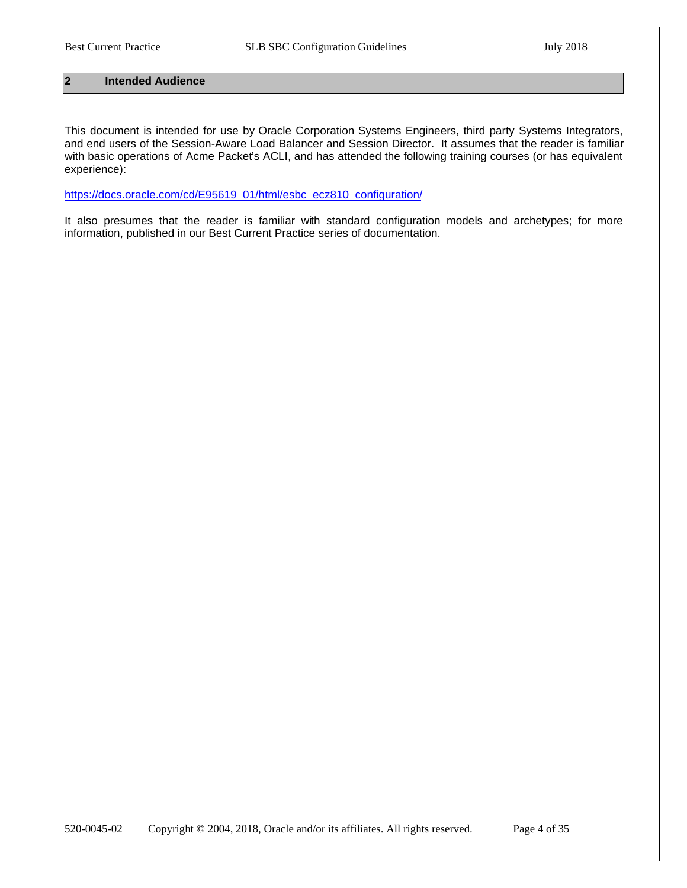## 2 Intended Audience

This document is intended for use by Oracle Corporation Systems Engineers, third party Systems Integrators, and end users of the Session-Aware Load Balancer and Session Director. It assumes that the reader is familiar with basic operations of Acme Packet's ACLI, and has attended the following training courses (or has equivalent experience):

https://docs.oracle.com/cd/E95619_01/html/esbc_ecz810_configuration/

It also presumes that the reader is familiar with standard configuration models and archetypes; for more information, published in our Best Current Practice series of documentation.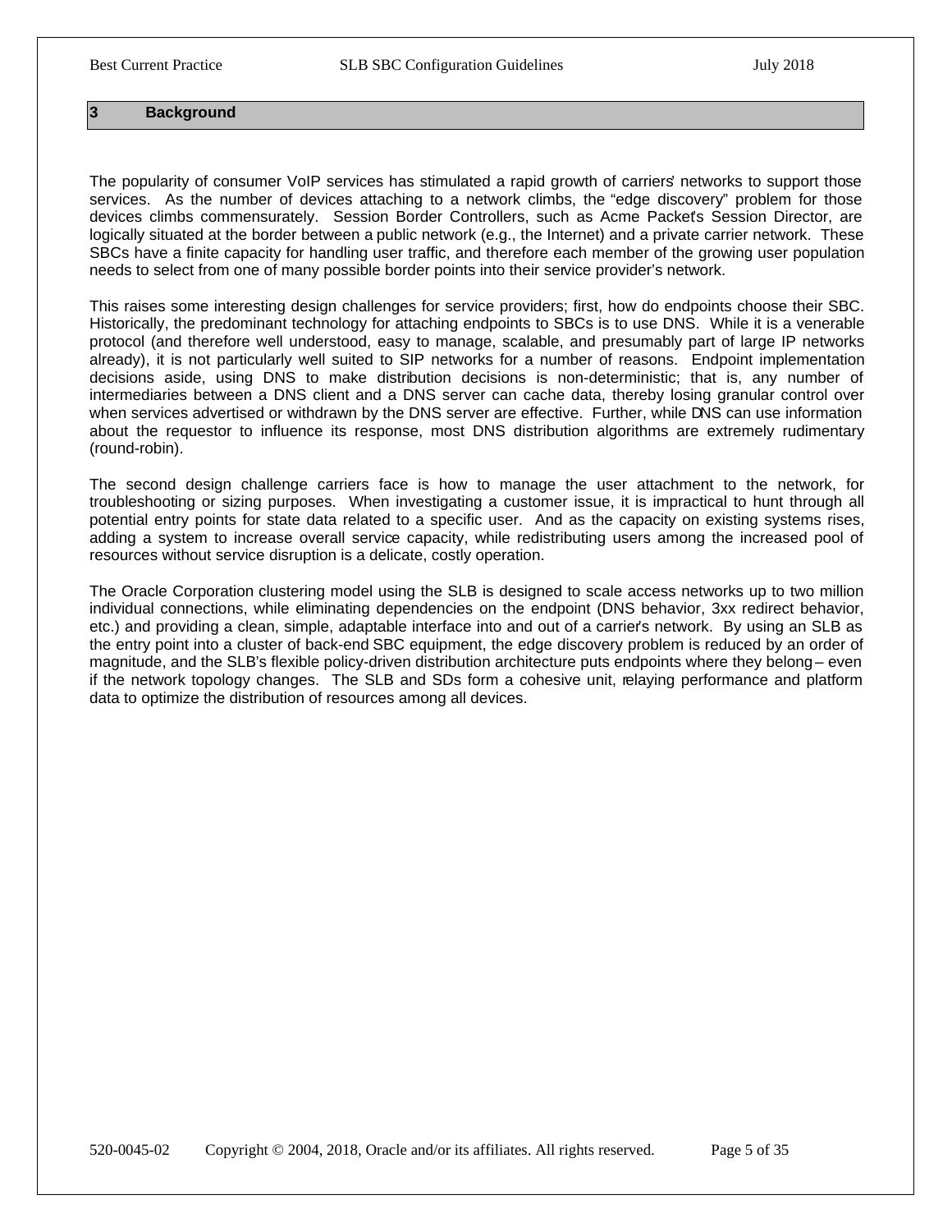# 3 Background

The popularity of consumer VoIP services has stimulated a rapid growth of carriers' networks to support those services. As the number of devices attaching to a network climbs, the "edge discovery" problem for those devices climbs commensurately. Session Border Controllers, such as Acme Packet's Session Director, are logically situated at the border between a public network (e.g., the Internet) and a private carrier network. These SBCs have a finite capacity for handling user traffic, and therefore each member of the growing user population needs to select from one of many possible border points into their service provider's network.

This raises some interesting design challenges for service providers; first, how do endpoints choose their SBC. Historically, the predominant technology for attaching endpoints to SBCs is to use DNS. While it is a venerable protocol (and therefore well understood, easy to manage, scalable, and presumably part of large IP networks already), it is not particularly well suited to SIP networks for a number of reasons. Endpoint implementation decisions aside, using DNS to make distribution decisions is non-deterministic; that is, any number of intermediaries between a DNS client and a DNS server can cache data, thereby losing granular control over when services advertised or withdrawn by the DNS server are effective. Further, while DNS can use information about the requestor to influence its response, most DNS distribution algorithms are extremely rudimentary (round-robin).

The second design challenge carriers face is how to manage the user attachment to the network, for troubleshooting or sizing purposes. When investigating a customer issue, it is impractical to hunt through all potential entry points for state data related to a specific user. And as the capacity on existing systems rises, adding a system to increase overall service capacity, while redistributing users among the increased pool of resources without service disruption is a delicate, costly operation.

The Oracle Corporation clustering model using the SLB is designed to scale access networks up to two million individual connections, while eliminating dependencies on the endpoint (DNS behavior, 3xx redirect behavior, etc.) and providing a clean, simple, adaptable interface into and out of a carrier's network. By using an SLB as the entry point into a cluster of back-end SBC equipment, the edge discovery problem is reduced by an order of magnitude, and the SLB's flexible policy-driven distribution architecture puts endpoints where they belong – even if the network topology changes. The SLB and SDs form a cohesive unit, relaying performance and platform data to optimize the distribution of resources among all devices.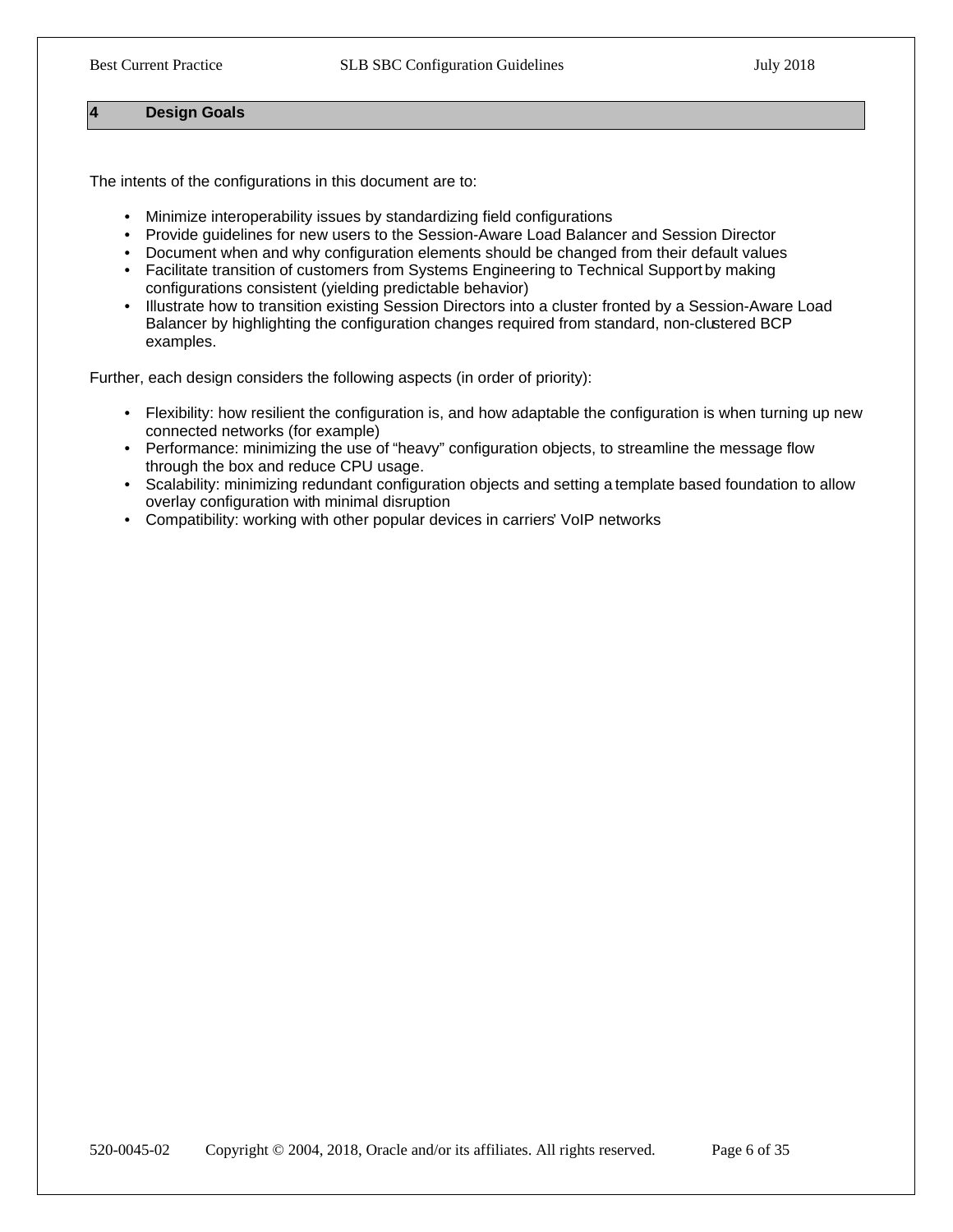# 4 Design Goals

The intents of the configurations in this document are to:

- Minimize interoperability issues by standardizing field configurations
- Provide guidelines for new users to the Session-Aware Load Balancer and Session Director
- Document when and why configuration elements should be changed from their default values
- Facilitate transition of customers from Systems Engineering to Technical Support by making configurations consistent (yielding predictable behavior)
- Illustrate how to transition existing Session Directors into a cluster fronted by a Session-Aware Load Balancer by highlighting the configuration changes required from standard, non-clustered BCP examples.

Further, each design considers the following aspects (in order of priority):

- Flexibility: how resilient the configuration is, and how adaptable the configuration is when turning up new connected networks (for example)
- Performance: minimizing the use of "heavy" configuration objects, to streamline the message flow through the box and reduce CPU usage.
- Scalability: minimizing redundant configuration objects and setting a template based foundation to allow overlay configuration with minimal disruption
- Compatibility: working with other popular devices in carriers' VoIP networks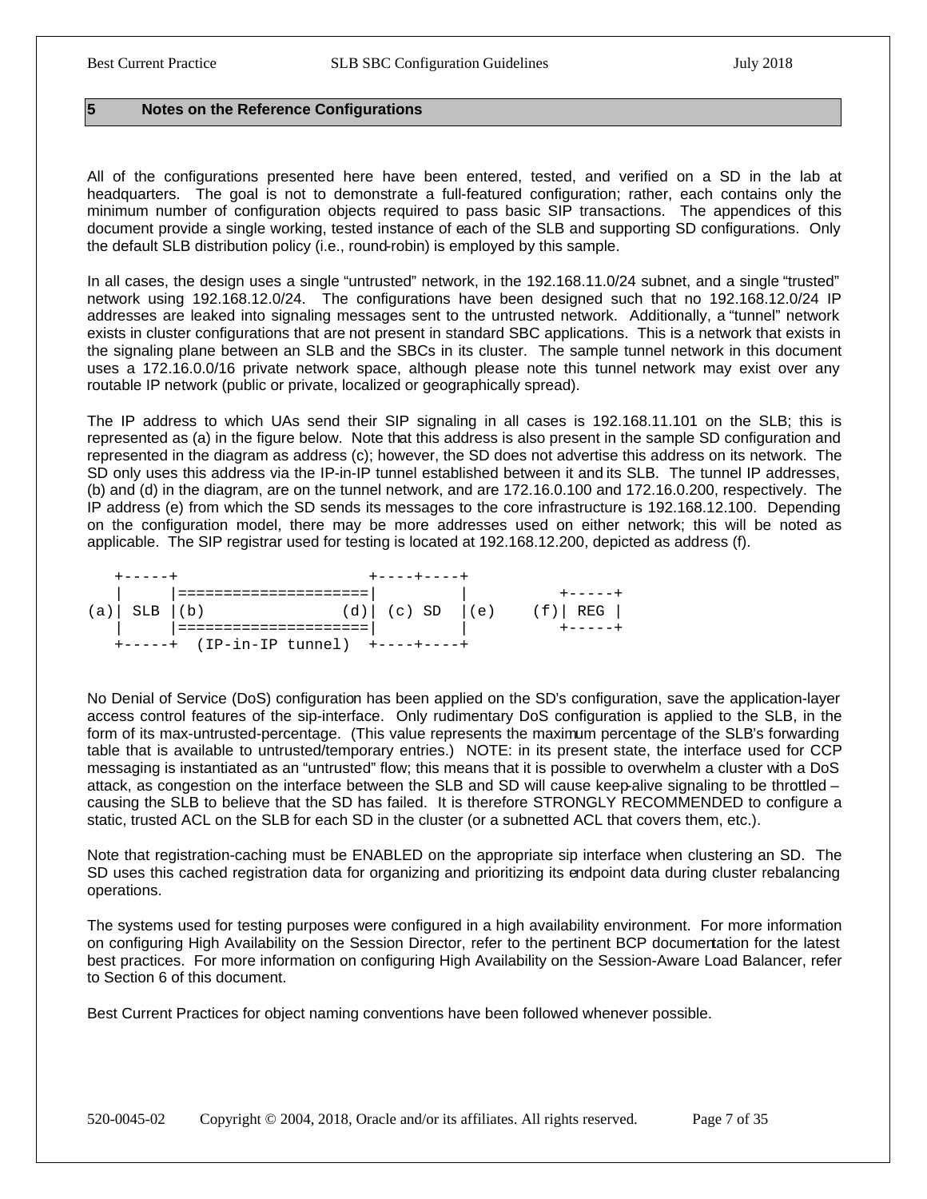# 5 Notes on the Reference Configurations

All of the configurations presented here have been entered, tested, and verified on a SD in the lab at headquarters. The goal is not to demonstrate a full-featured configuration; rather, each contains only the minimum number of configuration objects required to pass basic SIP transactions. The appendices of this document provide a single working, tested instance of each of the SLB and supporting SD configurations. Only the default SLB distribution policy (i.e., round-robin) is employed by this sample.

In all cases, the design uses a single "untrusted" network, in the 192.168.11.0/24 subnet, and a single "trusted" network using 192.168.12.0/24. The configurations have been designed such that no 192.168.12.0/24 IP addresses are leaked into signaling messages sent to the untrusted network. Additionally, a "tunnel" network exists in cluster configurations that are not present in standard SBC applications. This is a network that exists in the signaling plane between an SLB and the SBCs in its cluster. The sample tunnel network in this document uses a 172.16.0.0/16 private network space, although please note this tunnel network may exist over any routable IP network (public or private, localized or geographically spread).

The IP address to which UAs send their SIP signaling in all cases is 192.168.11.101 on the SLB; this is represented as (a) in the figure below. Note that this address is also present in the sample SD configuration and represented in the diagram as address (c); however, the SD does not advertise this address on its network. The SD only uses this address via the IP-in-IP tunnel established between it and its SLB. The tunnel IP addresses, (b) and (d) in the diagram, are on the tunnel network, and are 172.16.0.100 and 172.16.0.200, respectively. The IP address (e) from which the SD sends its messages to the core infrastructure is 192.168.12.100. Depending on the configuration model, there may be more addresses used on either network; this will be noted as applicable. The SIP registrar used for testing is located at 192.168.12.200, depicted as address (f).

```
   +-----+                      +----+----+
   |     |====================|         |          +-----+
(a)| SLB |(b)               (d)| (c) SD  |(e)    (f)| REG |
   |     |====================|         |          +-----+
   +-----+  (IP-in-IP tunnel)  +----+----+
```

No Denial of Service (DoS) configuration has been applied on the SD's configuration, save the application-layer access control features of the sip-interface. Only rudimentary DoS configuration is applied to the SLB, in the form of its max-untrusted-percentage. (This value represents the maximum percentage of the SLB's forwarding table that is available to untrusted/temporary entries.) NOTE: in its present state, the interface used for CCP messaging is instantiated as an "untrusted" flow; this means that it is possible to overwhelm a cluster with a DoS attack, as congestion on the interface between the SLB and SD will cause keep-alive signaling to be throttled – causing the SLB to believe that the SD has failed. It is therefore STRONGLY RECOMMENDED to configure a static, trusted ACL on the SLB for each SD in the cluster (or a subnetted ACL that covers them, etc.).

Note that registration-caching must be ENABLED on the appropriate sip interface when clustering an SD. The SD uses this cached registration data for organizing and prioritizing its endpoint data during cluster rebalancing operations.

The systems used for testing purposes were configured in a high availability environment. For more information on configuring High Availability on the Session Director, refer to the pertinent BCP documentation for the latest best practices. For more information on configuring High Availability on the Session-Aware Load Balancer, refer to Section 6 of this document.

Best Current Practices for object naming conventions have been followed whenever possible.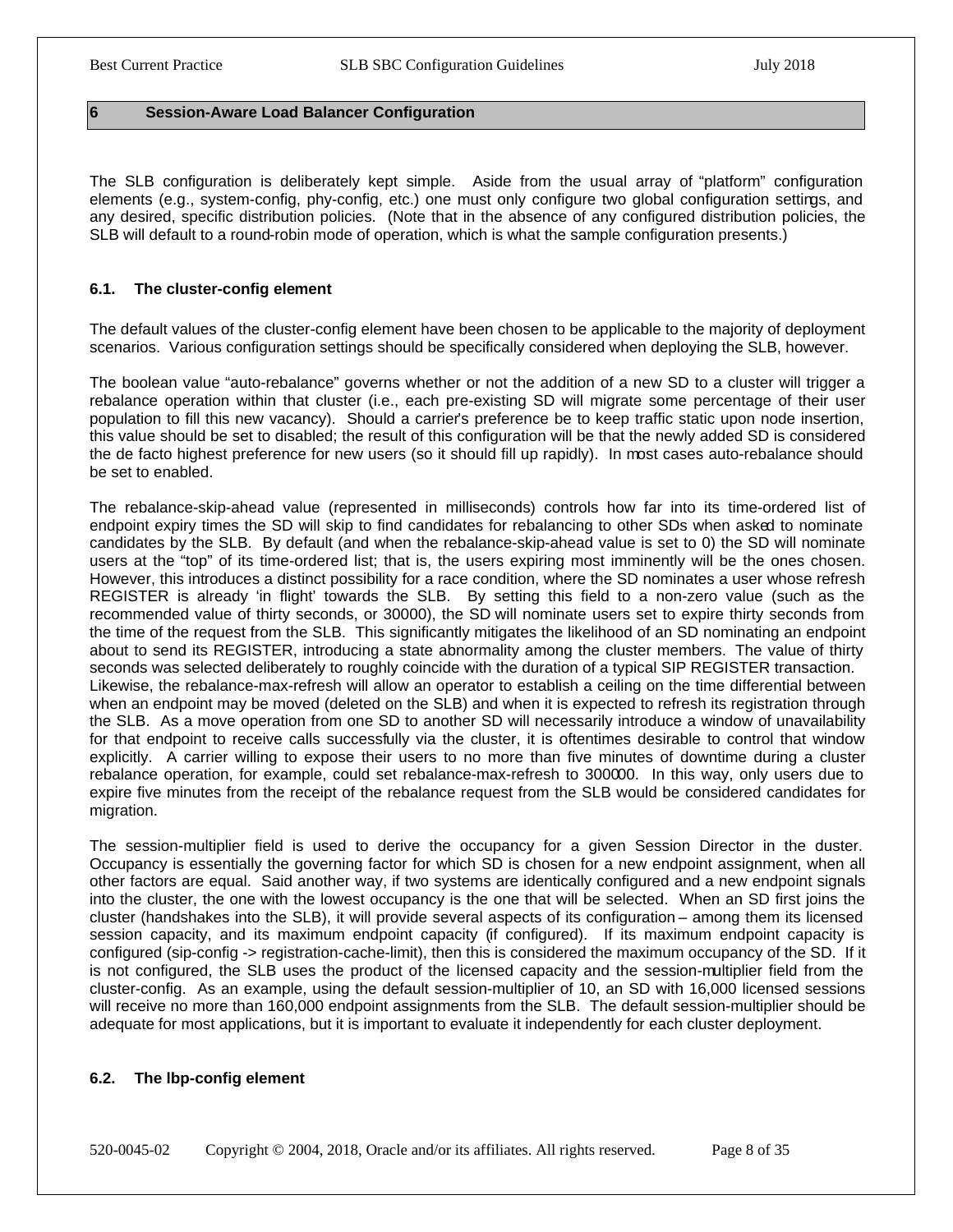# 6 Session-Aware Load Balancer Configuration

The SLB configuration is deliberately kept simple. Aside from the usual array of "platform" configuration elements (e.g., system-config, phy-config, etc.) one must only configure two global configuration settings, and any desired, specific distribution policies. (Note that in the absence of any configured distribution policies, the SLB will default to a round-robin mode of operation, which is what the sample configuration presents.)

## 6.1. The cluster-config element

The default values of the cluster-config element have been chosen to be applicable to the majority of deployment scenarios. Various configuration settings should be specifically considered when deploying the SLB, however.

The boolean value "auto-rebalance" governs whether or not the addition of a new SD to a cluster will trigger a rebalance operation within that cluster (i.e., each pre-existing SD will migrate some percentage of their user population to fill this new vacancy). Should a carrier's preference be to keep traffic static upon node insertion, this value should be set to disabled; the result of this configuration will be that the newly added SD is considered the de facto highest preference for new users (so it should fill up rapidly). In most cases auto-rebalance should be set to enabled.

The rebalance-skip-ahead value (represented in milliseconds) controls how far into its time-ordered list of endpoint expiry times the SD will skip to find candidates for rebalancing to other SDs when asked to nominate candidates by the SLB. By default (and when the rebalance-skip-ahead value is set to 0) the SD will nominate users at the "top" of its time-ordered list; that is, the users expiring most imminently will be the ones chosen. However, this introduces a distinct possibility for a race condition, where the SD nominates a user whose refresh REGISTER is already 'in flight' towards the SLB. By setting this field to a non-zero value (such as the recommended value of thirty seconds, or 30000), the SD will nominate users set to expire thirty seconds from the time of the request from the SLB. This significantly mitigates the likelihood of an SD nominating an endpoint about to send its REGISTER, introducing a state abnormality among the cluster members. The value of thirty seconds was selected deliberately to roughly coincide with the duration of a typical SIP REGISTER transaction.
Likewise, the rebalance-max-refresh will allow an operator to establish a ceiling on the time differential between when an endpoint may be moved (deleted on the SLB) and when it is expected to refresh its registration through the SLB. As a move operation from one SD to another SD will necessarily introduce a window of unavailability for that endpoint to receive calls successfully via the cluster, it is oftentimes desirable to control that window explicitly. A carrier willing to expose their users to no more than five minutes of downtime during a cluster rebalance operation, for example, could set rebalance-max-refresh to 300000. In this way, only users due to expire five minutes from the receipt of the rebalance request from the SLB would be considered candidates for migration.

The session-multiplier field is used to derive the occupancy for a given Session Director in the cluster. Occupancy is essentially the governing factor for which SD is chosen for a new endpoint assignment, when all other factors are equal. Said another way, if two systems are identically configured and a new endpoint signals into the cluster, the one with the lowest occupancy is the one that will be selected. When an SD first joins the cluster (handshakes into the SLB), it will provide several aspects of its configuration – among them its licensed session capacity, and its maximum endpoint capacity (if configured). If its maximum endpoint capacity is configured (sip-config -> registration-cache-limit), then this is considered the maximum occupancy of the SD. If it is not configured, the SLB uses the product of the licensed capacity and the session-multiplier field from the cluster-config. As an example, using the default session-multiplier of 10, an SD with 16,000 licensed sessions will receive no more than 160,000 endpoint assignments from the SLB. The default session-multiplier should be adequate for most applications, but it is important to evaluate it independently for each cluster deployment.

## 6.2. The lbp-config element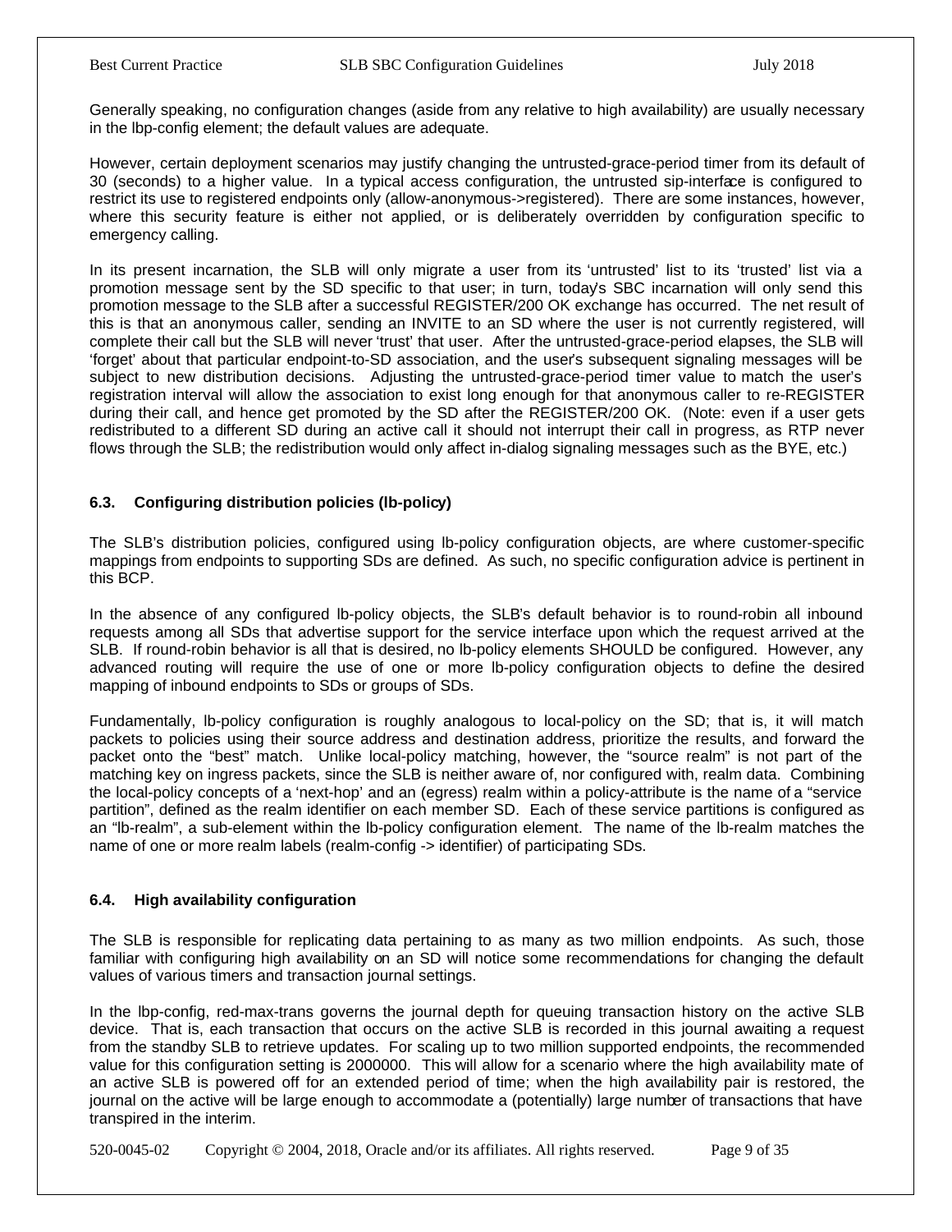Generally speaking, no configuration changes (aside from any relative to high availability) are usually necessary in the lbp-config element; the default values are adequate.

However, certain deployment scenarios may justify changing the untrusted-grace-period timer from its default of 30 (seconds) to a higher value. In a typical access configuration, the untrusted sip-interface is configured to restrict its use to registered endpoints only (allow-anonymous->registered). There are some instances, however, where this security feature is either not applied, or is deliberately overridden by configuration specific to emergency calling.

In its present incarnation, the SLB will only migrate a user from its 'untrusted' list to its 'trusted' list via a promotion message sent by the SD specific to that user; in turn, today's SBC incarnation will only send this promotion message to the SLB after a successful REGISTER/200 OK exchange has occurred. The net result of this is that an anonymous caller, sending an INVITE to an SD where the user is not currently registered, will complete their call but the SLB will never 'trust' that user. After the untrusted-grace-period elapses, the SLB will 'forget' about that particular endpoint-to-SD association, and the user's subsequent signaling messages will be subject to new distribution decisions. Adjusting the untrusted-grace-period timer value to match the user's registration interval will allow the association to exist long enough for that anonymous caller to re-REGISTER during their call, and hence get promoted by the SD after the REGISTER/200 OK. (Note: even if a user gets redistributed to a different SD during an active call it should not interrupt their call in progress, as RTP never flows through the SLB; the redistribution would only affect in-dialog signaling messages such as the BYE, etc.)

### 6.3. Configuring distribution policies (lb-policy)

The SLB's distribution policies, configured using lb-policy configuration objects, are where customer-specific mappings from endpoints to supporting SDs are defined. As such, no specific configuration advice is pertinent in this BCP.

In the absence of any configured lb-policy objects, the SLB's default behavior is to round-robin all inbound requests among all SDs that advertise support for the service interface upon which the request arrived at the SLB. If round-robin behavior is all that is desired, no lb-policy elements SHOULD be configured. However, any advanced routing will require the use of one or more lb-policy configuration objects to define the desired mapping of inbound endpoints to SDs or groups of SDs.

Fundamentally, lb-policy configuration is roughly analogous to local-policy on the SD; that is, it will match packets to policies using their source address and destination address, prioritize the results, and forward the packet onto the "best" match. Unlike local-policy matching, however, the "source realm" is not part of the matching key on ingress packets, since the SLB is neither aware of, nor configured with, realm data. Combining the local-policy concepts of a 'next-hop' and an (egress) realm within a policy-attribute is the name of a "service partition", defined as the realm identifier on each member SD. Each of these service partitions is configured as an "lb-realm", a sub-element within the lb-policy configuration element. The name of the lb-realm matches the name of one or more realm labels (realm-config -> identifier) of participating SDs.

### 6.4. High availability configuration

The SLB is responsible for replicating data pertaining to as many as two million endpoints. As such, those familiar with configuring high availability on an SD will notice some recommendations for changing the default values of various timers and transaction journal settings.

In the lbp-config, red-max-trans governs the journal depth for queuing transaction history on the active SLB device. That is, each transaction that occurs on the active SLB is recorded in this journal awaiting a request from the standby SLB to retrieve updates. For scaling up to two million supported endpoints, the recommended value for this configuration setting is 2000000. This will allow for a scenario where the high availability mate of an active SLB is powered off for an extended period of time; when the high availability pair is restored, the journal on the active will be large enough to accommodate a (potentially) large number of transactions that have transpired in the interim.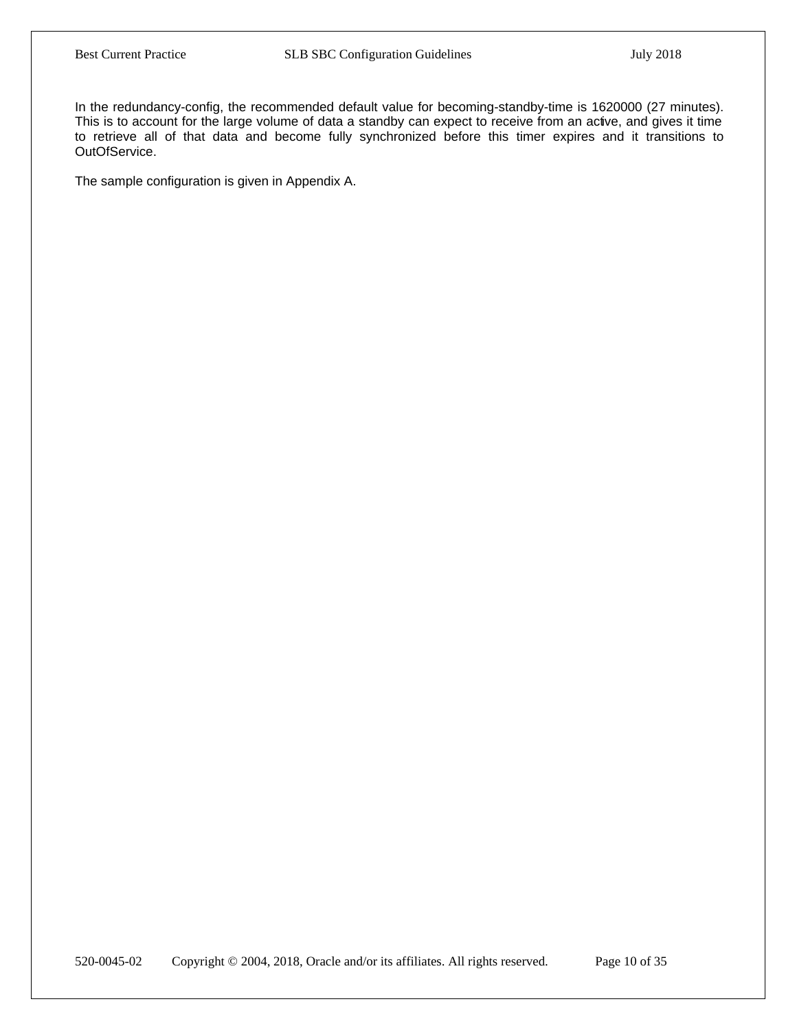In the redundancy-config, the recommended default value for becoming-standby-time is 1620000 (27 minutes). This is to account for the large volume of data a standby can expect to receive from an active, and gives it time to retrieve all of that data and become fully synchronized before this timer expires and it transitions to OutOfService.

The sample configuration is given in Appendix A.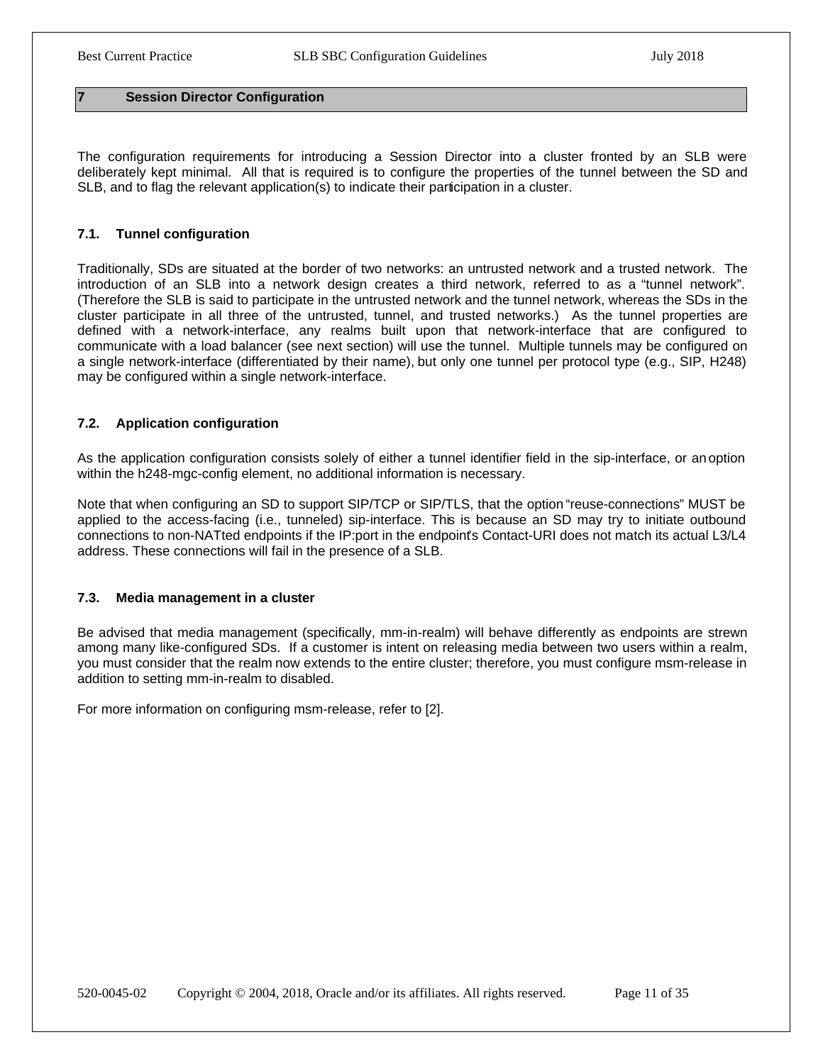# 7 Session Director Configuration

The configuration requirements for introducing a Session Director into a cluster fronted by an SLB were deliberately kept minimal. All that is required is to configure the properties of the tunnel between the SD and SLB, and to flag the relevant application(s) to indicate their participation in a cluster.

## 7.1. Tunnel configuration

Traditionally, SDs are situated at the border of two networks: an untrusted network and a trusted network. The introduction of an SLB into a network design creates a third network, referred to as a "tunnel network". (Therefore the SLB is said to participate in the untrusted network and the tunnel network, whereas the SDs in the cluster participate in all three of the untrusted, tunnel, and trusted networks.) As the tunnel properties are defined with a network-interface, any realms built upon that network-interface that are configured to communicate with a load balancer (see next section) will use the tunnel. Multiple tunnels may be configured on a single network-interface (differentiated by their name), but only one tunnel per protocol type (e.g., SIP, H248) may be configured within a single network-interface.

## 7.2. Application configuration

As the application configuration consists solely of either a tunnel identifier field in the sip-interface, or an option within the h248-mgc-config element, no additional information is necessary.

Note that when configuring an SD to support SIP/TCP or SIP/TLS, that the option "reuse-connections" MUST be applied to the access-facing (i.e., tunneled) sip-interface. This is because an SD may try to initiate outbound connections to non-NATted endpoints if the IP:port in the endpoint's Contact-URI does not match its actual L3/L4 address. These connections will fail in the presence of a SLB.

## 7.3. Media management in a cluster

Be advised that media management (specifically, mm-in-realm) will behave differently as endpoints are strewn among many like-configured SDs. If a customer is intent on releasing media between two users within a realm, you must consider that the realm now extends to the entire cluster; therefore, you must configure msm-release in addition to setting mm-in-realm to disabled.

For more information on configuring msm-release, refer to [2].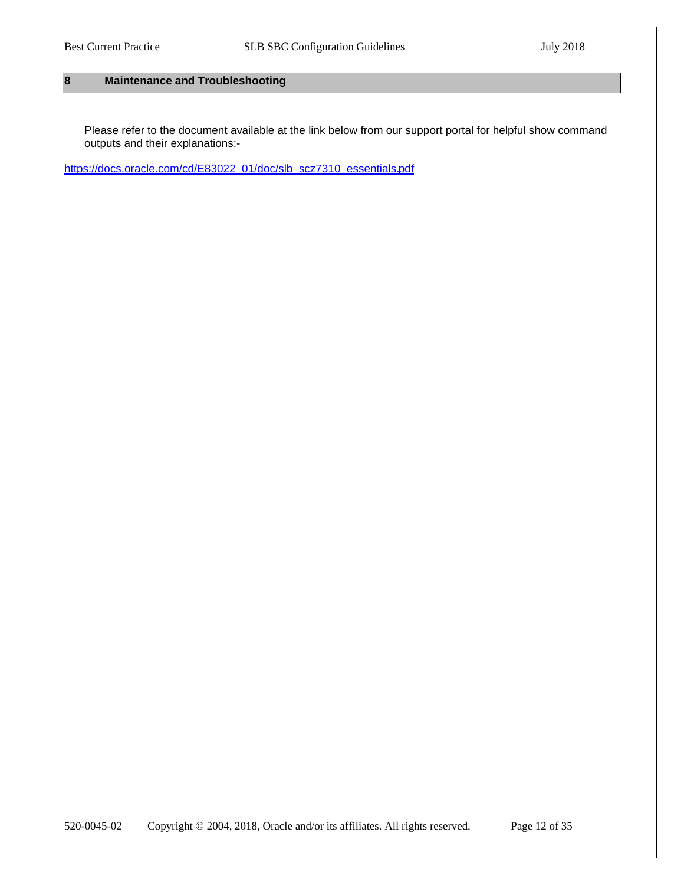# 8 Maintenance and Troubleshooting

Please refer to the document available at the link below from our support portal for helpful show command outputs and their explanations:-

https://docs.oracle.com/cd/E83022_01/doc/slb_scz7310_essentials.pdf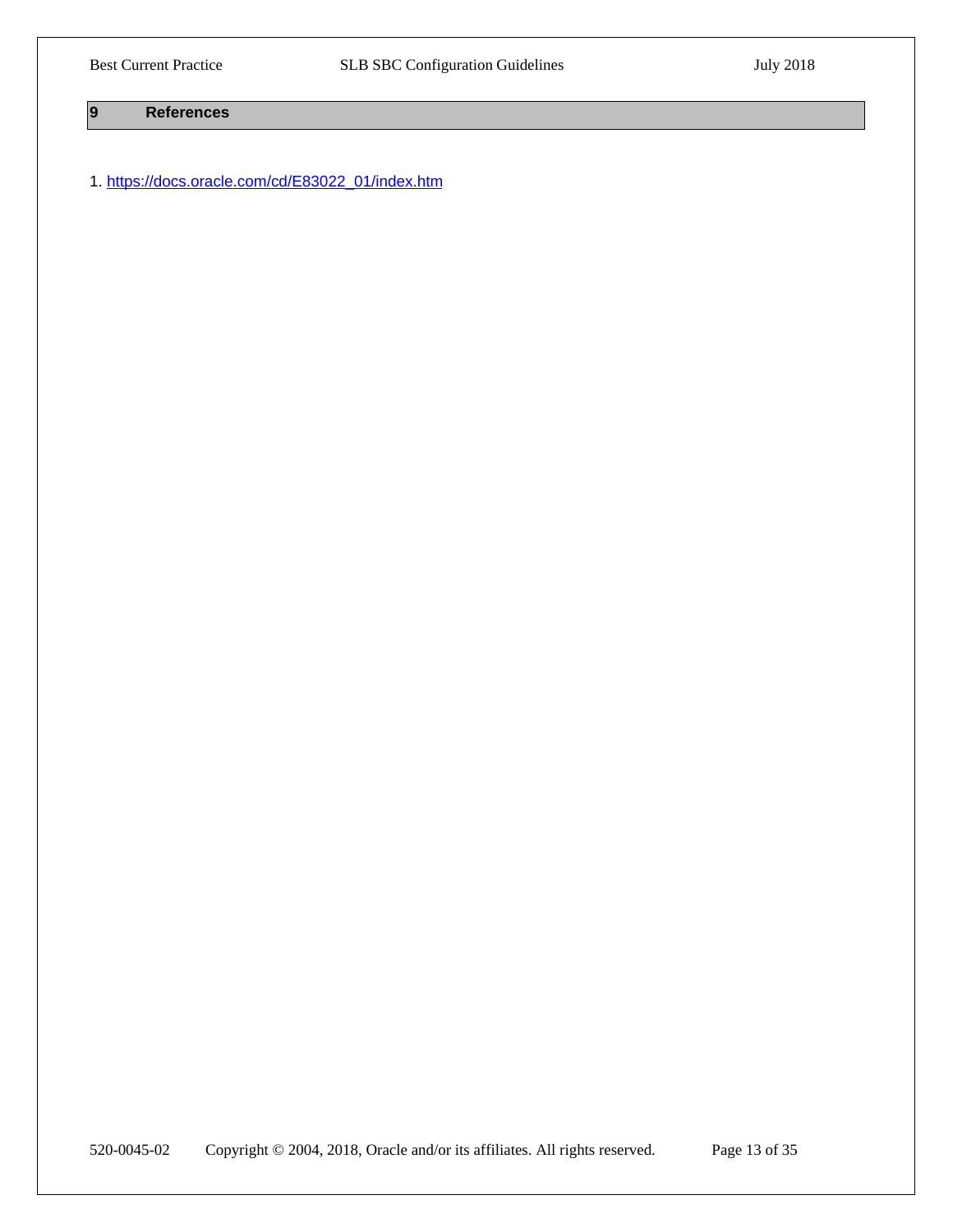# 9 References

1. https://docs.oracle.com/cd/E83022_01/index.htm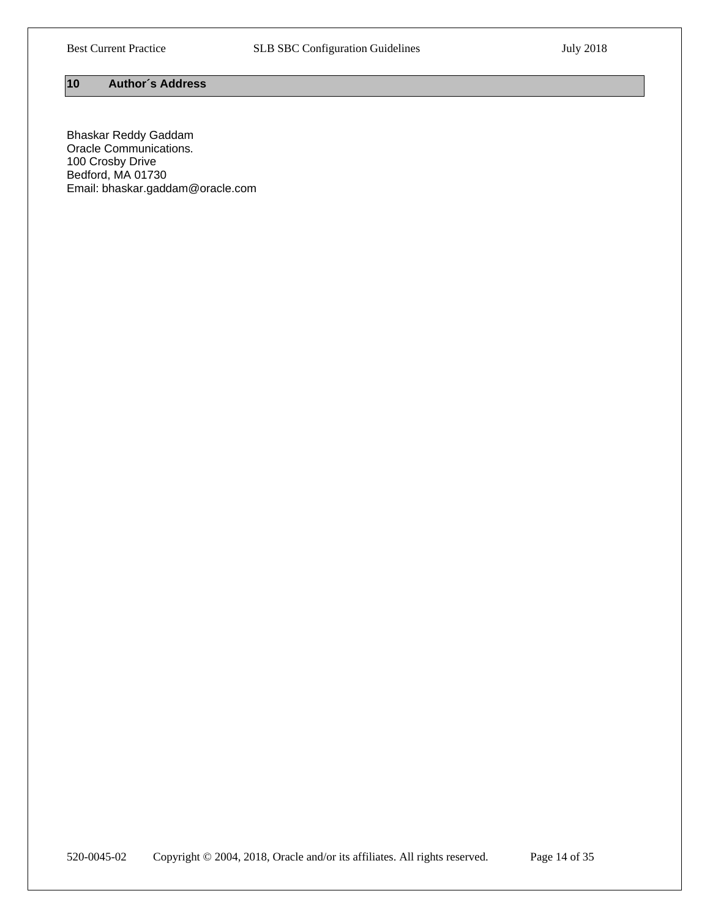# 10 Author´s Address

Bhaskar Reddy Gaddam
Oracle Communications.
100 Crosby Drive
Bedford, MA 01730
Email: bhaskar.gaddam@oracle.com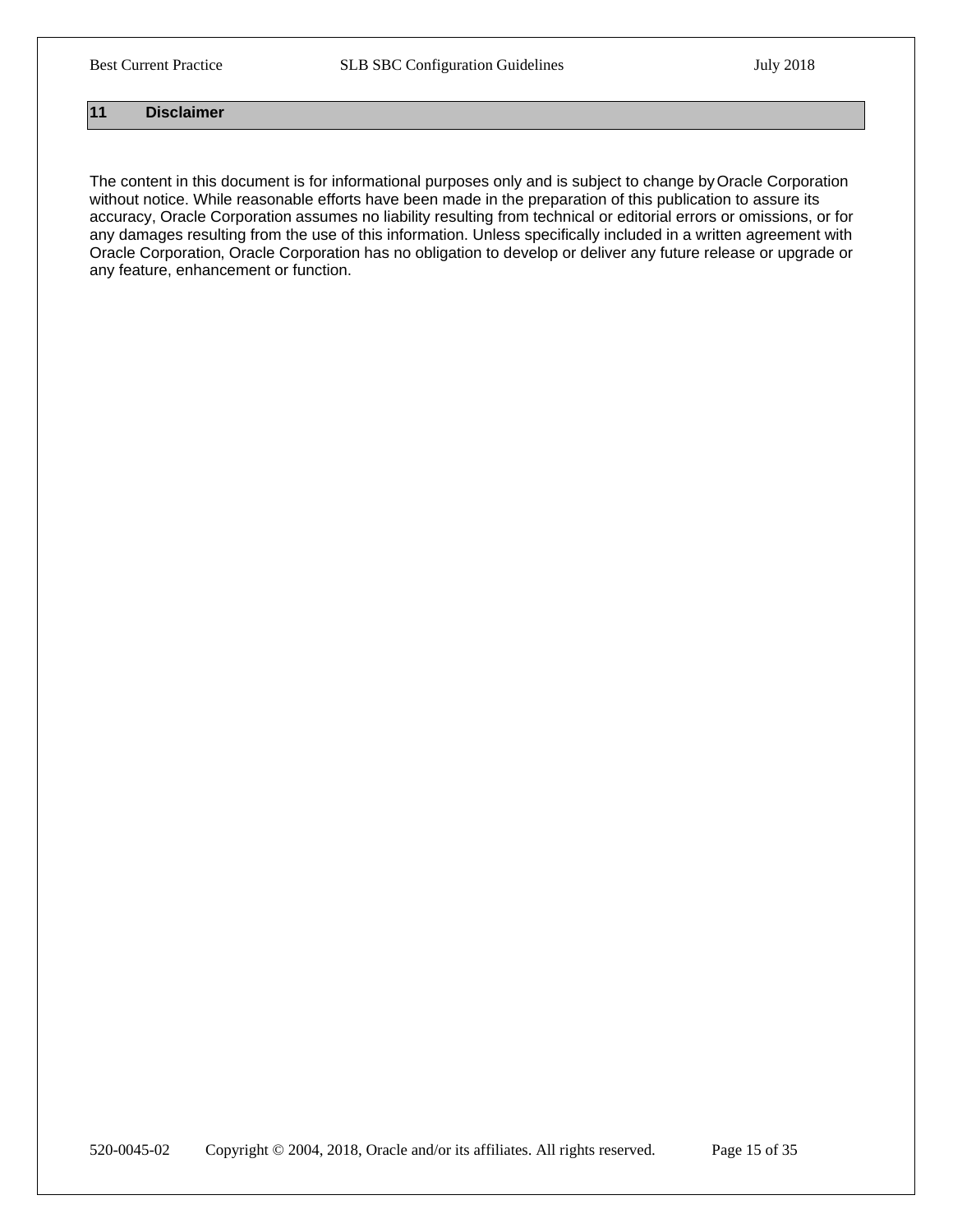# 11 Disclaimer

The content in this document is for informational purposes only and is subject to change by Oracle Corporation without notice. While reasonable efforts have been made in the preparation of this publication to assure its accuracy, Oracle Corporation assumes no liability resulting from technical or editorial errors or omissions, or for any damages resulting from the use of this information. Unless specifically included in a written agreement with Oracle Corporation, Oracle Corporation has no obligation to develop or deliver any future release or upgrade or any feature, enhancement or function.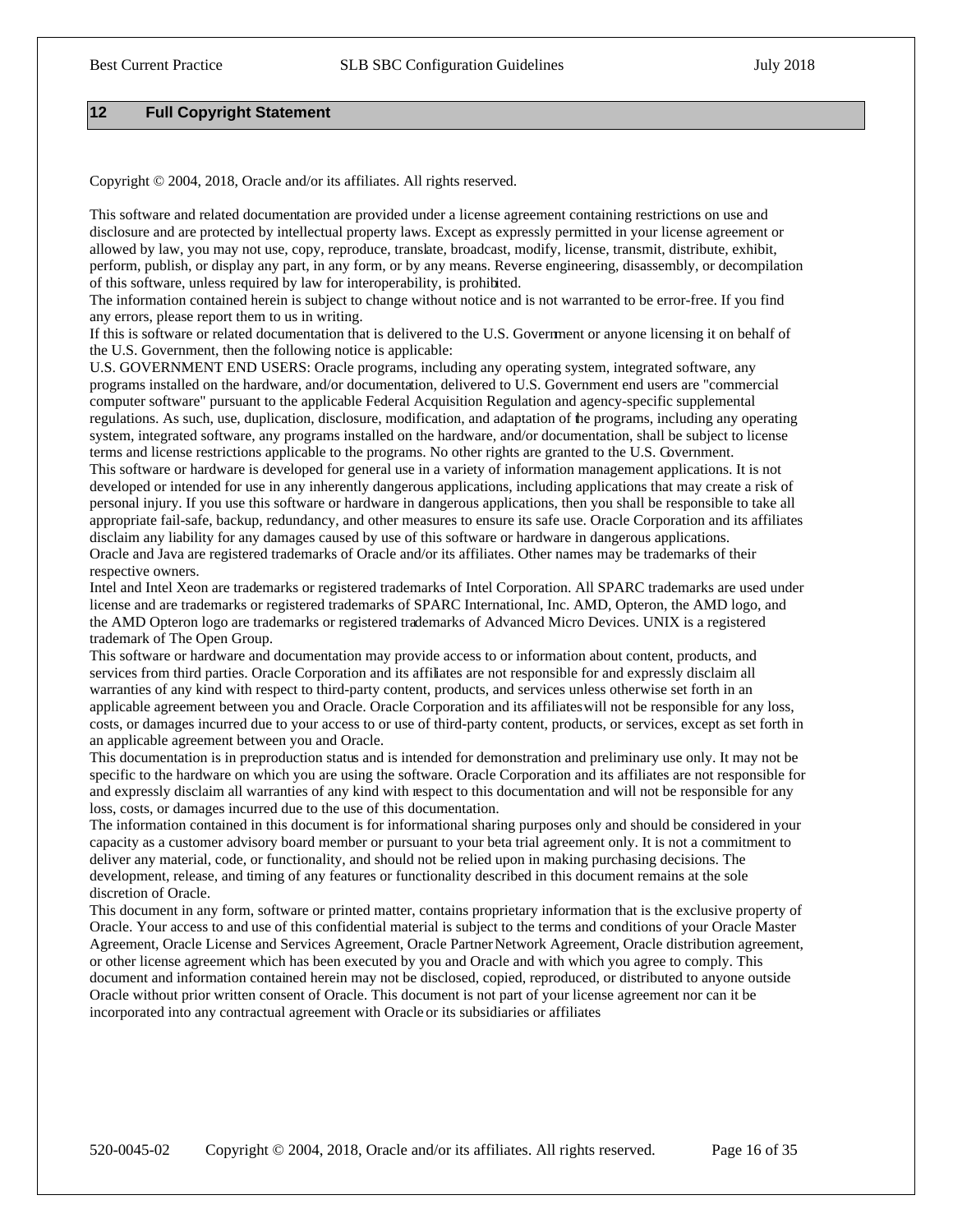# 12 Full Copyright Statement

Copyright © 2004, 2018, Oracle and/or its affiliates. All rights reserved.

This software and related documentation are provided under a license agreement containing restrictions on use and disclosure and are protected by intellectual property laws. Except as expressly permitted in your license agreement or allowed by law, you may not use, copy, reproduce, translate, broadcast, modify, license, transmit, distribute, exhibit, perform, publish, or display any part, in any form, or by any means. Reverse engineering, disassembly, or decompilation of this software, unless required by law for interoperability, is prohibited.
The information contained herein is subject to change without notice and is not warranted to be error-free. If you find any errors, please report them to us in writing.
If this is software or related documentation that is delivered to the U.S. Government or anyone licensing it on behalf of the U.S. Government, then the following notice is applicable:
U.S. GOVERNMENT END USERS: Oracle programs, including any operating system, integrated software, any programs installed on the hardware, and/or documentation, delivered to U.S. Government end users are "commercial computer software" pursuant to the applicable Federal Acquisition Regulation and agency-specific supplemental regulations. As such, use, duplication, disclosure, modification, and adaptation of the programs, including any operating system, integrated software, any programs installed on the hardware, and/or documentation, shall be subject to license terms and license restrictions applicable to the programs. No other rights are granted to the U.S. Government.
This software or hardware is developed for general use in a variety of information management applications. It is not developed or intended for use in any inherently dangerous applications, including applications that may create a risk of personal injury. If you use this software or hardware in dangerous applications, then you shall be responsible to take all appropriate fail-safe, backup, redundancy, and other measures to ensure its safe use. Oracle Corporation and its affiliates disclaim any liability for any damages caused by use of this software or hardware in dangerous applications.
Oracle and Java are registered trademarks of Oracle and/or its affiliates. Other names may be trademarks of their respective owners.
Intel and Intel Xeon are trademarks or registered trademarks of Intel Corporation. All SPARC trademarks are used under license and are trademarks or registered trademarks of SPARC International, Inc. AMD, Opteron, the AMD logo, and the AMD Opteron logo are trademarks or registered trademarks of Advanced Micro Devices. UNIX is a registered trademark of The Open Group.
This software or hardware and documentation may provide access to or information about content, products, and services from third parties. Oracle Corporation and its affiliates are not responsible for and expressly disclaim all warranties of any kind with respect to third-party content, products, and services unless otherwise set forth in an applicable agreement between you and Oracle. Oracle Corporation and its affiliates will not be responsible for any loss, costs, or damages incurred due to your access to or use of third-party content, products, or services, except as set forth in an applicable agreement between you and Oracle.
This documentation is in preproduction status and is intended for demonstration and preliminary use only. It may not be specific to the hardware on which you are using the software. Oracle Corporation and its affiliates are not responsible for and expressly disclaim all warranties of any kind with respect to this documentation and will not be responsible for any loss, costs, or damages incurred due to the use of this documentation.
The information contained in this document is for informational sharing purposes only and should be considered in your capacity as a customer advisory board member or pursuant to your beta trial agreement only. It is not a commitment to deliver any material, code, or functionality, and should not be relied upon in making purchasing decisions. The development, release, and timing of any features or functionality described in this document remains at the sole discretion of Oracle.
This document in any form, software or printed matter, contains proprietary information that is the exclusive property of Oracle. Your access to and use of this confidential material is subject to the terms and conditions of your Oracle Master Agreement, Oracle License and Services Agreement, Oracle PartnerNetwork Agreement, Oracle distribution agreement, or other license agreement which has been executed by you and Oracle and with which you agree to comply. This document and information contained herein may not be disclosed, copied, reproduced, or distributed to anyone outside Oracle without prior written consent of Oracle. This document is not part of your license agreement nor can it be incorporated into any contractual agreement with Oracle or its subsidiaries or affiliates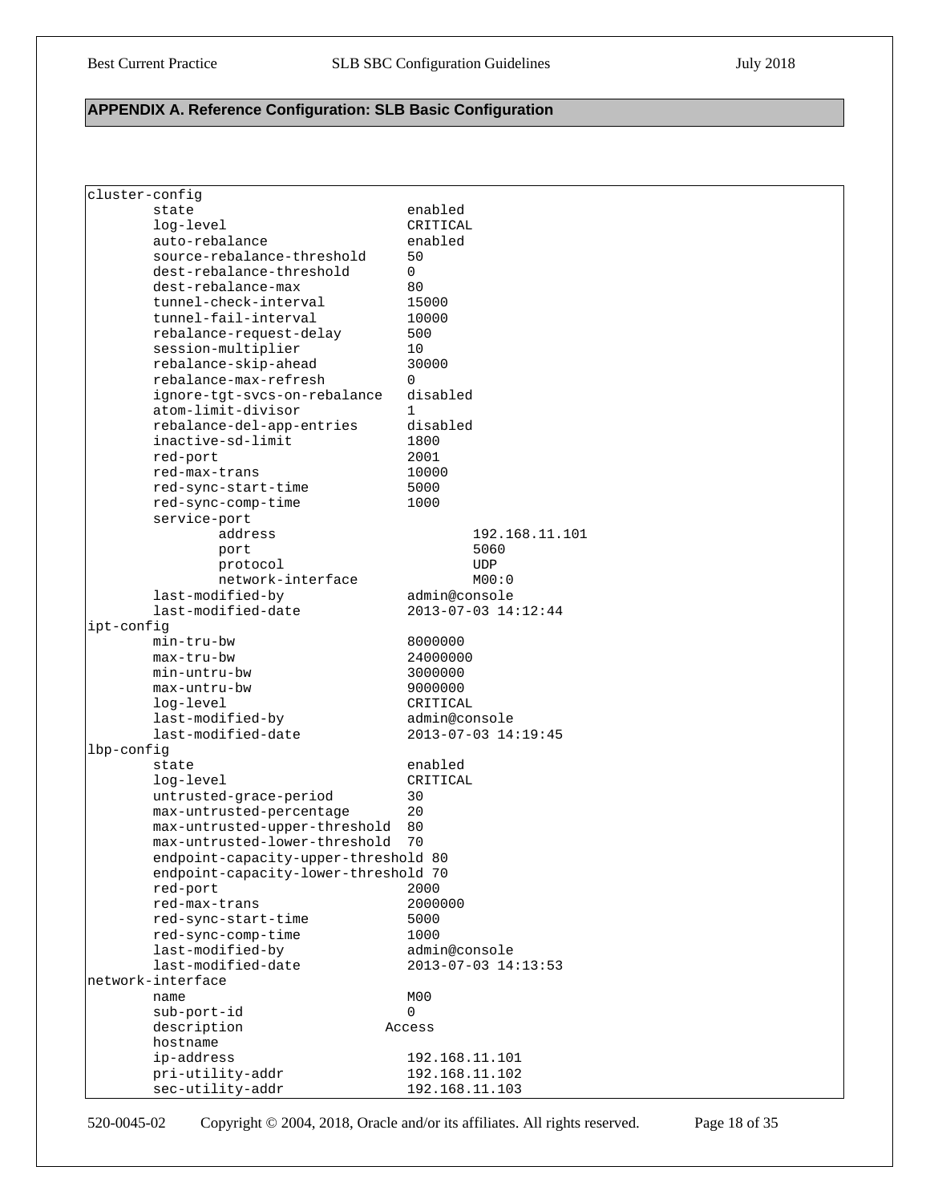## APPENDIX A. Reference Configuration: SLB Basic Configuration

```
cluster-config
        state                          enabled
        log-level                      CRITICAL
        auto-rebalance                 enabled
        source-rebalance-threshold     50
        dest-rebalance-threshold       0
        dest-rebalance-max             80
        tunnel-check-interval          15000
        tunnel-fail-interval           10000
        rebalance-request-delay        500
        session-multiplier             10
        rebalance-skip-ahead           30000
        rebalance-max-refresh          0
        ignore-tgt-svcs-on-rebalance   disabled
        atom-limit-divisor             1
        rebalance-del-app-entries      disabled
        inactive-sd-limit              1800
        red-port                       2001
        red-max-trans                  10000
        red-sync-start-time            5000
        red-sync-comp-time             1000
        service-port
                address                        192.168.11.101
                port                           5060
                protocol                       UDP
                network-interface              M00:0
        last-modified-by               admin@console
        last-modified-date             2013-07-03 14:12:44
ipt-config
        min-tru-bw                     8000000
        max-tru-bw                     24000000
        min-untru-bw                   3000000
        max-untru-bw                   9000000
        log-level                      CRITICAL
        last-modified-by               admin@console
        last-modified-date             2013-07-03 14:19:45
lbp-config
        state                          enabled
        log-level                      CRITICAL
        untrusted-grace-period         30
        max-untrusted-percentage       20
        max-untrusted-upper-threshold  80
        max-untrusted-lower-threshold  70
        endpoint-capacity-upper-threshold 80
        endpoint-capacity-lower-threshold 70
        red-port                       2000
        red-max-trans                  2000000
        red-sync-start-time            5000
        red-sync-comp-time             1000
        last-modified-by               admin@console
        last-modified-date             2013-07-03 14:13:53
network-interface
        name                           M00
        sub-port-id                    0
        description                  Access
        hostname
        ip-address                     192.168.11.101
        pri-utility-addr               192.168.11.102
        sec-utility-addr               192.168.11.103
```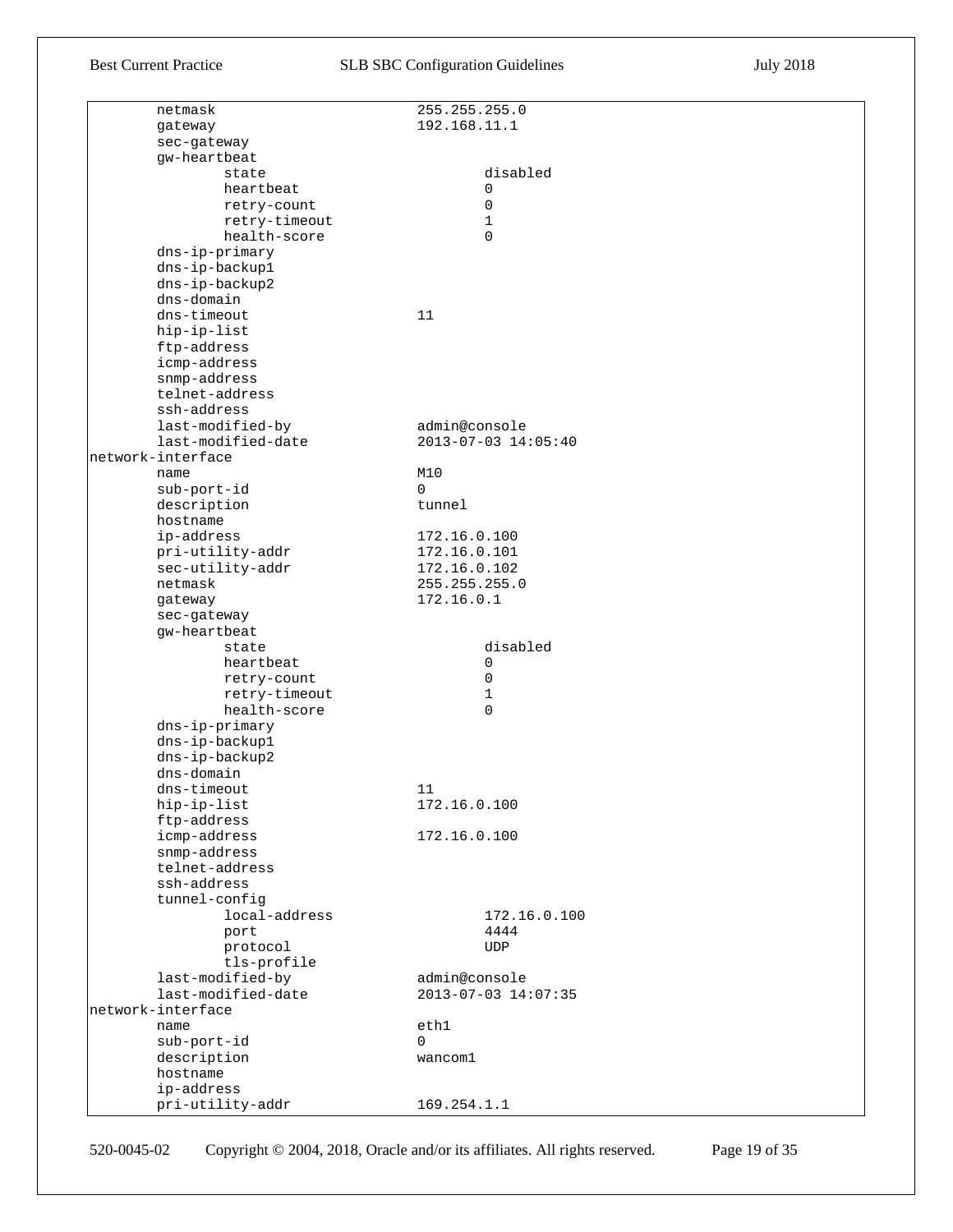```
        netmask                         255.255.255.0
        gateway                         192.168.11.1
        sec-gateway
        gw-heartbeat
                state                           disabled
                heartbeat                       0
                retry-count                     0
                retry-timeout                   1
                health-score                    0
        dns-ip-primary
        dns-ip-backup1
        dns-ip-backup2
        dns-domain
        dns-timeout                     11
        hip-ip-list
        ftp-address
        icmp-address
        snmp-address
        telnet-address
        ssh-address
        last-modified-by                admin@console
        last-modified-date              2013-07-03 14:05:40
network-interface
        name                            M10
        sub-port-id                     0
        description                     tunnel
        hostname
        ip-address                      172.16.0.100
        pri-utility-addr                172.16.0.101
        sec-utility-addr                172.16.0.102
        netmask                         255.255.255.0
        gateway                         172.16.0.1
        sec-gateway
        gw-heartbeat
                state                           disabled
                heartbeat                       0
                retry-count                     0
                retry-timeout                   1
                health-score                    0
        dns-ip-primary
        dns-ip-backup1
        dns-ip-backup2
        dns-domain
        dns-timeout                     11
        hip-ip-list                     172.16.0.100
        ftp-address
        icmp-address                    172.16.0.100
        snmp-address
        telnet-address
        ssh-address
        tunnel-config
                local-address                   172.16.0.100
                port                            4444
                protocol                        UDP
                tls-profile
        last-modified-by                admin@console
        last-modified-date              2013-07-03 14:07:35
network-interface
        name                            eth1
        sub-port-id                     0
        description                     wancom1
        hostname
        ip-address
        pri-utility-addr                169.254.1.1
```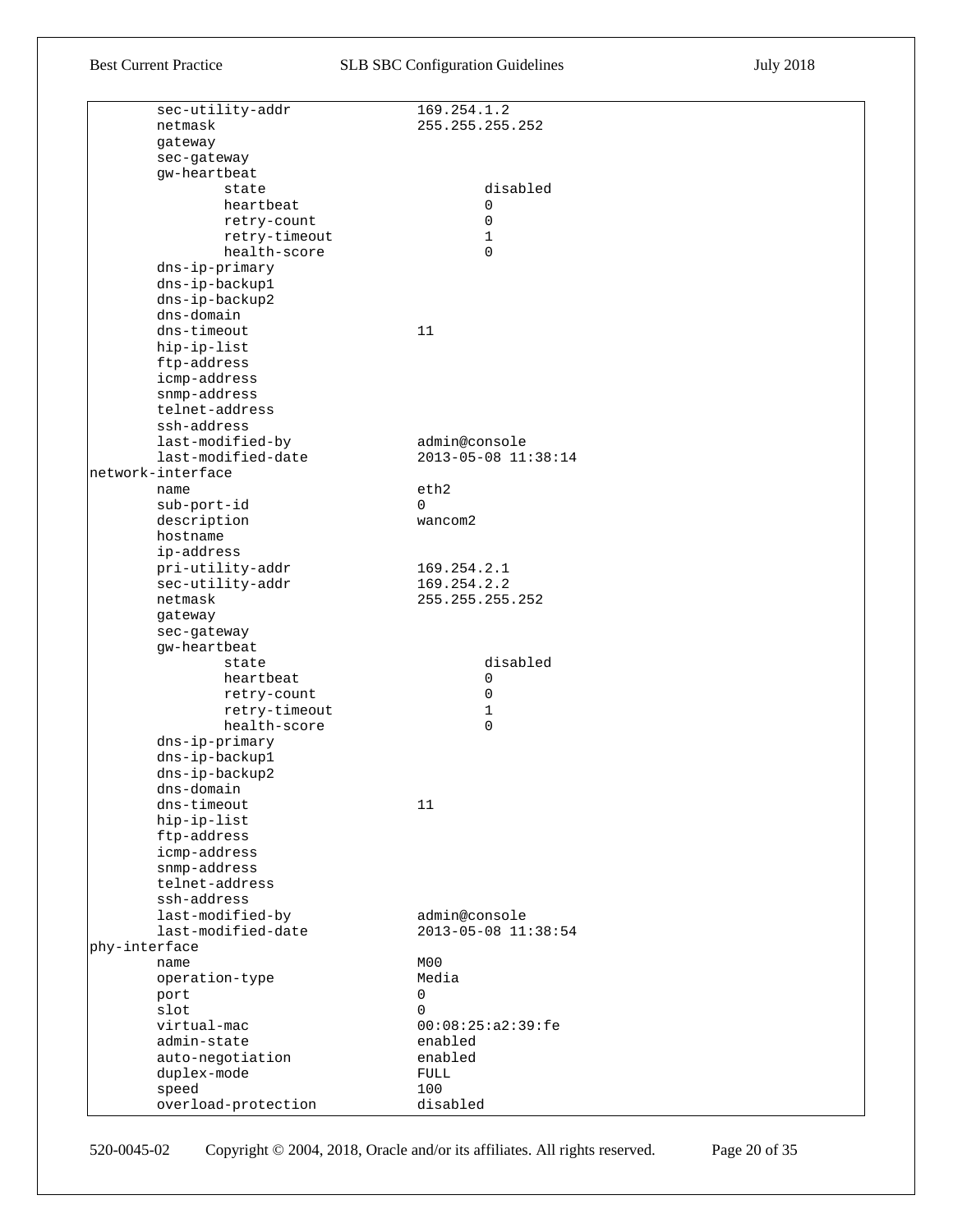```
        sec-utility-addr               169.254.1.2
        netmask                        255.255.255.252
        gateway
        sec-gateway
        gw-heartbeat
                state                          disabled
                heartbeat                      0
                retry-count                    0
                retry-timeout                  1
                health-score                   0
        dns-ip-primary
        dns-ip-backup1
        dns-ip-backup2
        dns-domain
        dns-timeout                    11
        hip-ip-list
        ftp-address
        icmp-address
        snmp-address
        telnet-address
        ssh-address
        last-modified-by               admin@console
        last-modified-date             2013-05-08 11:38:14
network-interface
        name                           eth2
        sub-port-id                    0
        description                    wancom2
        hostname
        ip-address
        pri-utility-addr               169.254.2.1
        sec-utility-addr               169.254.2.2
        netmask                        255.255.255.252
        gateway
        sec-gateway
        gw-heartbeat
                state                          disabled
                heartbeat                      0
                retry-count                    0
                retry-timeout                  1
                health-score                   0
        dns-ip-primary
        dns-ip-backup1
        dns-ip-backup2
        dns-domain
        dns-timeout                    11
        hip-ip-list
        ftp-address
        icmp-address
        snmp-address
        telnet-address
        ssh-address
        last-modified-by               admin@console
        last-modified-date             2013-05-08 11:38:54
phy-interface
        name                           M00
        operation-type                 Media
        port                           0
        slot                           0
        virtual-mac                    00:08:25:a2:39:fe
        admin-state                    enabled
        auto-negotiation               enabled
        duplex-mode                    FULL
        speed                          100
        overload-protection            disabled
```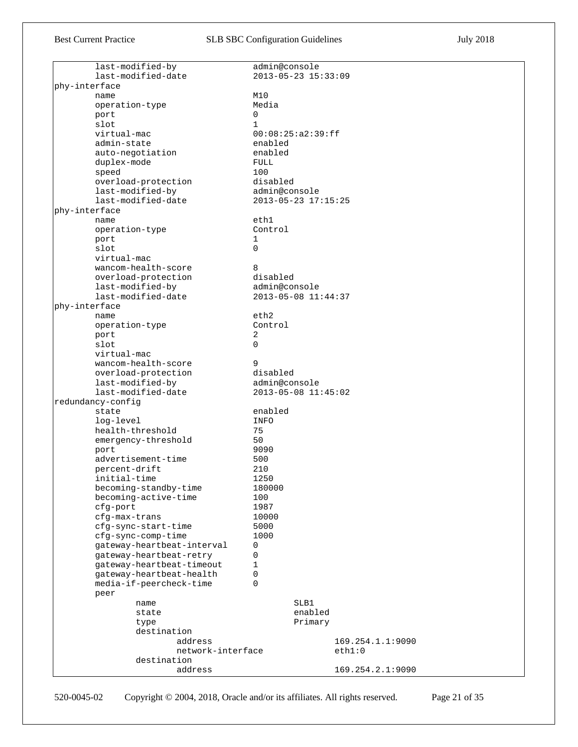```
        last-modified-by               admin@console
        last-modified-date             2013-05-23 15:33:09
phy-interface
        name                           M10
        operation-type                 Media
        port                           0
        slot                           1
        virtual-mac                    00:08:25:a2:39:ff
        admin-state                    enabled
        auto-negotiation               enabled
        duplex-mode                    FULL
        speed                          100
        overload-protection            disabled
        last-modified-by               admin@console
        last-modified-date             2013-05-23 17:15:25
phy-interface
        name                           eth1
        operation-type                 Control
        port                           1
        slot                           0
        virtual-mac
        wancom-health-score            8
        overload-protection            disabled
        last-modified-by               admin@console
        last-modified-date             2013-05-08 11:44:37
phy-interface
        name                           eth2
        operation-type                 Control
        port                           2
        slot                           0
        virtual-mac
        wancom-health-score            9
        overload-protection            disabled
        last-modified-by               admin@console
        last-modified-date             2013-05-08 11:45:02
redundancy-config
        state                          enabled
        log-level                      INFO
        health-threshold               75
        emergency-threshold            50
        port                           9090
        advertisement-time             500
        percent-drift                  210
        initial-time                   1250
        becoming-standby-time          180000
        becoming-active-time           100
        cfg-port                       1987
        cfg-max-trans                  10000
        cfg-sync-start-time            5000
        cfg-sync-comp-time             1000
        gateway-heartbeat-interval     0
        gateway-heartbeat-retry        0
        gateway-heartbeat-timeout      1
        gateway-heartbeat-health       0
        media-if-peercheck-time        0
        peer
                name                           SLB1
                state                          enabled
                type                           Primary
                destination
                        address                        169.254.1.1:9090
                        network-interface              eth1:0
                destination
                        address                        169.254.2.1:9090
```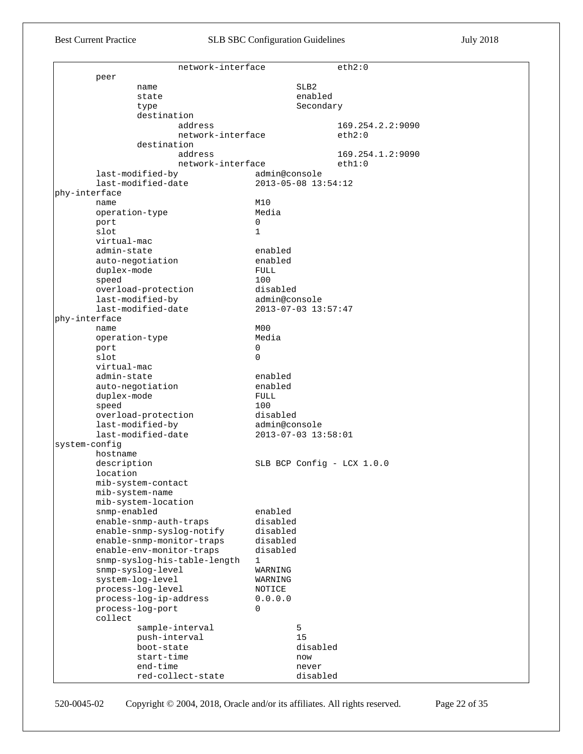```
                network-interface              eth2:0
        peer
                name                           SLB2
                state                          enabled
                type                           Secondary
                destination
                        address                        169.254.2.2:9090
                        network-interface              eth2:0
                destination
                        address                        169.254.1.2:9090
                        network-interface              eth1:0
        last-modified-by               admin@console
        last-modified-date             2013-05-08 13:54:12
phy-interface
        name                           M10
        operation-type                 Media
        port                           0
        slot                           1
        virtual-mac
        admin-state                    enabled
        auto-negotiation               enabled
        duplex-mode                    FULL
        speed                          100
        overload-protection            disabled
        last-modified-by               admin@console
        last-modified-date             2013-07-03 13:57:47
phy-interface
        name                           M00
        operation-type                 Media
        port                           0
        slot                           0
        virtual-mac
        admin-state                    enabled
        auto-negotiation               enabled
        duplex-mode                    FULL
        speed                          100
        overload-protection            disabled
        last-modified-by               admin@console
        last-modified-date             2013-07-03 13:58:01
system-config
        hostname
        description                    SLB BCP Config - LCX 1.0.0
        location
        mib-system-contact
        mib-system-name
        mib-system-location
        snmp-enabled                   enabled
        enable-snmp-auth-traps         disabled
        enable-snmp-syslog-notify      disabled
        enable-snmp-monitor-traps      disabled
        enable-env-monitor-traps       disabled
        snmp-syslog-his-table-length   1
        snmp-syslog-level              WARNING
        system-log-level               WARNING
        process-log-level              NOTICE
        process-log-ip-address         0.0.0.0
        process-log-port               0
        collect
                sample-interval                5
                push-interval                  15
                boot-state                     disabled
                start-time                     now
                end-time                       never
                red-collect-state              disabled
```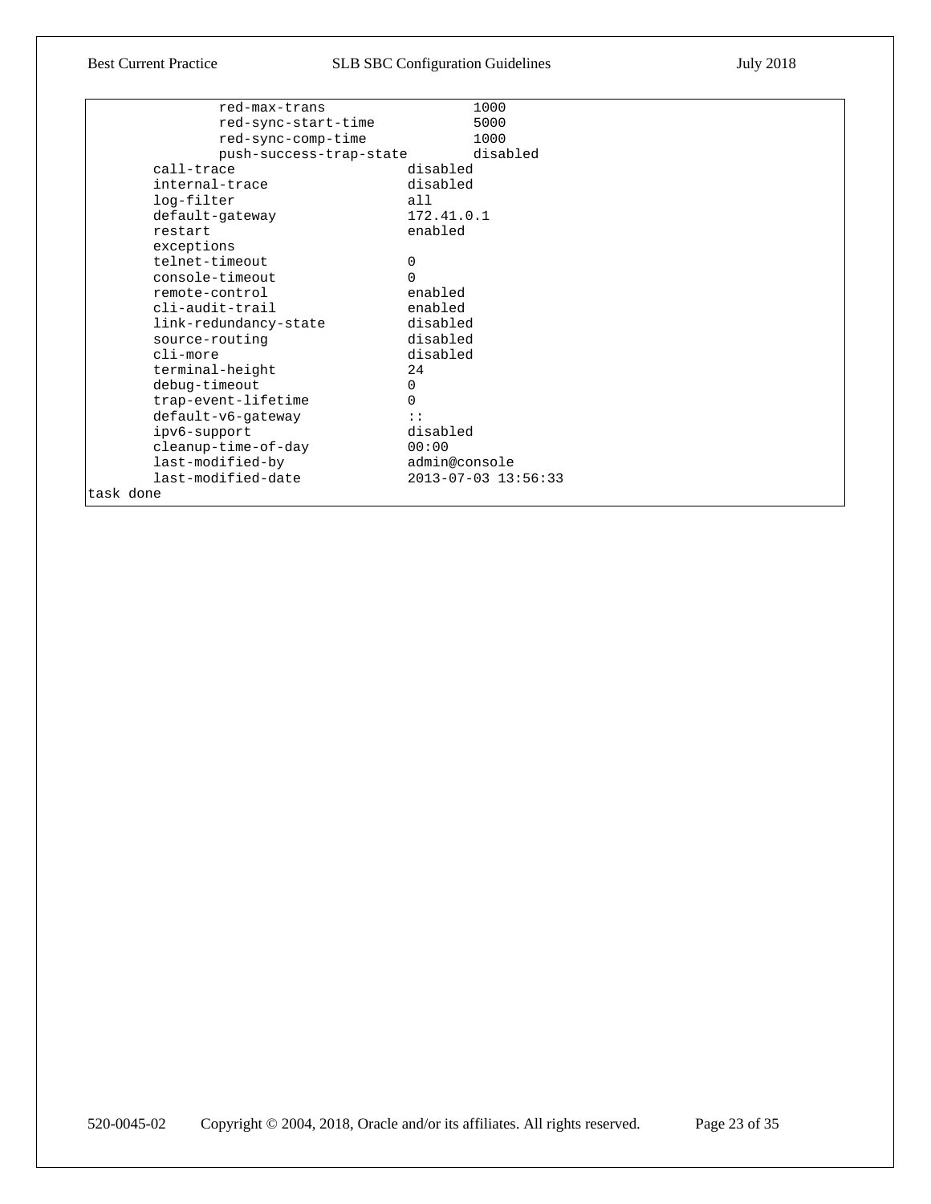```
                red-max-trans                   1000
                red-sync-start-time             5000
                red-sync-comp-time              1000
                push-success-trap-state         disabled
        call-trace                      disabled
        internal-trace                  disabled
        log-filter                      all
        default-gateway                 172.41.0.1
        restart                         enabled
        exceptions
        telnet-timeout                  0
        console-timeout                 0
        remote-control                  enabled
        cli-audit-trail                 enabled
        link-redundancy-state           disabled
        source-routing                  disabled
        cli-more                        disabled
        terminal-height                 24
        debug-timeout                   0
        trap-event-lifetime             0
        default-v6-gateway              ::
        ipv6-support                    disabled
        cleanup-time-of-day             00:00
        last-modified-by                admin@console
        last-modified-date              2013-07-03 13:56:33
task done
```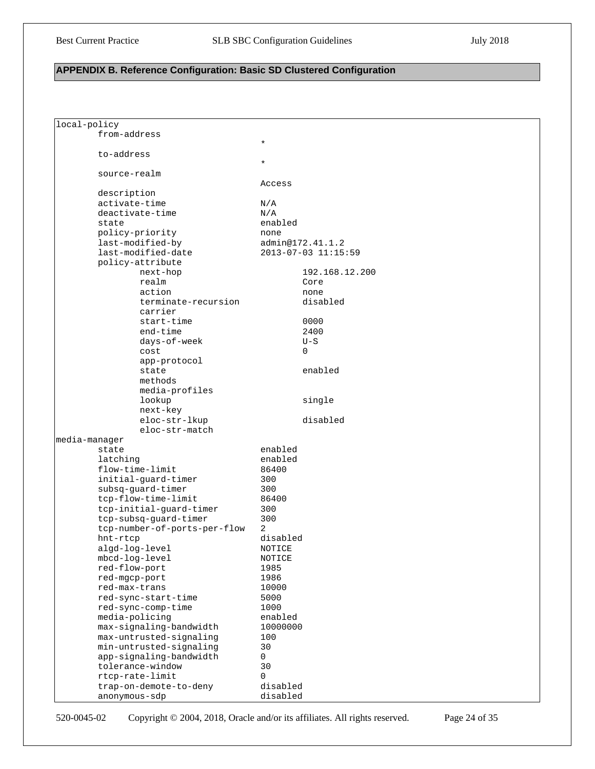## APPENDIX B. Reference Configuration: Basic SD Clustered Configuration

```
local-policy
        from-address
                                        *
        to-address
                                        *
        source-realm
                                        Access
        description
        activate-time                   N/A
        deactivate-time                 N/A
        state                           enabled
        policy-priority                 none
        last-modified-by                admin@172.41.1.2
        last-modified-date              2013-07-03 11:15:59
        policy-attribute
                next-hop                        192.168.12.200
                realm                           Core
                action                          none
                terminate-recursion             disabled
                carrier
                start-time                      0000
                end-time                        2400
                days-of-week                    U-S
                cost                            0
                app-protocol
                state                           enabled
                methods
                media-profiles
                lookup                          single
                next-key
                eloc-str-lkup                   disabled
                eloc-str-match
media-manager
        state                           enabled
        latching                        enabled
        flow-time-limit                 86400
        initial-guard-timer             300
        subsq-guard-timer               300
        tcp-flow-time-limit             86400
        tcp-initial-guard-timer         300
        tcp-subsq-guard-timer           300
        tcp-number-of-ports-per-flow    2
        hnt-rtcp                        disabled
        algd-log-level                  NOTICE
        mbcd-log-level                  NOTICE
        red-flow-port                   1985
        red-mgcp-port                   1986
        red-max-trans                   10000
        red-sync-start-time             5000
        red-sync-comp-time              1000
        media-policing                  enabled
        max-signaling-bandwidth         10000000
        max-untrusted-signaling         100
        min-untrusted-signaling         30
        app-signaling-bandwidth         0
        tolerance-window                30
        rtcp-rate-limit                 0
        trap-on-demote-to-deny          disabled
        anonymous-sdp                   disabled
```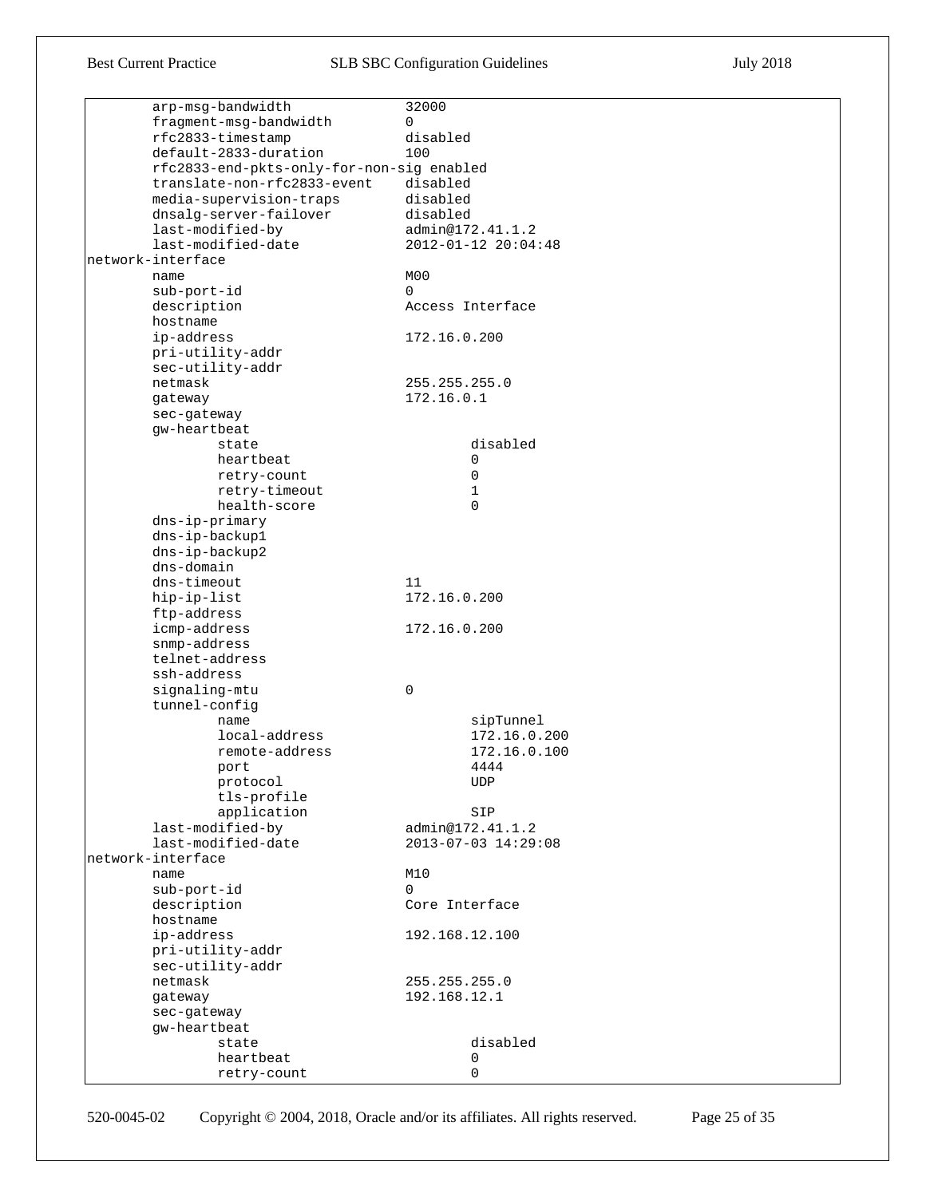```
        arp-msg-bandwidth               32000
        fragment-msg-bandwidth          0
        rfc2833-timestamp               disabled
        default-2833-duration           100
        rfc2833-end-pkts-only-for-non-sig enabled
        translate-non-rfc2833-event     disabled
        media-supervision-traps         disabled
        dnsalg-server-failover          disabled
        last-modified-by                admin@172.41.1.2
        last-modified-date              2012-01-12 20:04:48
network-interface
        name                            M00
        sub-port-id                     0
        description                     Access Interface
        hostname
        ip-address                      172.16.0.200
        pri-utility-addr
        sec-utility-addr
        netmask                         255.255.255.0
        gateway                         172.16.0.1
        sec-gateway
        gw-heartbeat
                state                           disabled
                heartbeat                       0
                retry-count                     0
                retry-timeout                   1
                health-score                    0
        dns-ip-primary
        dns-ip-backup1
        dns-ip-backup2
        dns-domain
        dns-timeout                     11
        hip-ip-list                     172.16.0.200
        ftp-address
        icmp-address                    172.16.0.200
        snmp-address
        telnet-address
        ssh-address
        signaling-mtu                   0
        tunnel-config
                name                            sipTunnel
                local-address                   172.16.0.200
                remote-address                  172.16.0.100
                port                            4444
                protocol                        UDP
                tls-profile
                application                     SIP
        last-modified-by                admin@172.41.1.2
        last-modified-date              2013-07-03 14:29:08
network-interface
        name                            M10
        sub-port-id                     0
        description                     Core Interface
        hostname
        ip-address                      192.168.12.100
        pri-utility-addr
        sec-utility-addr
        netmask                         255.255.255.0
        gateway                         192.168.12.1
        sec-gateway
        gw-heartbeat
                state                           disabled
                heartbeat                       0
                retry-count                     0
```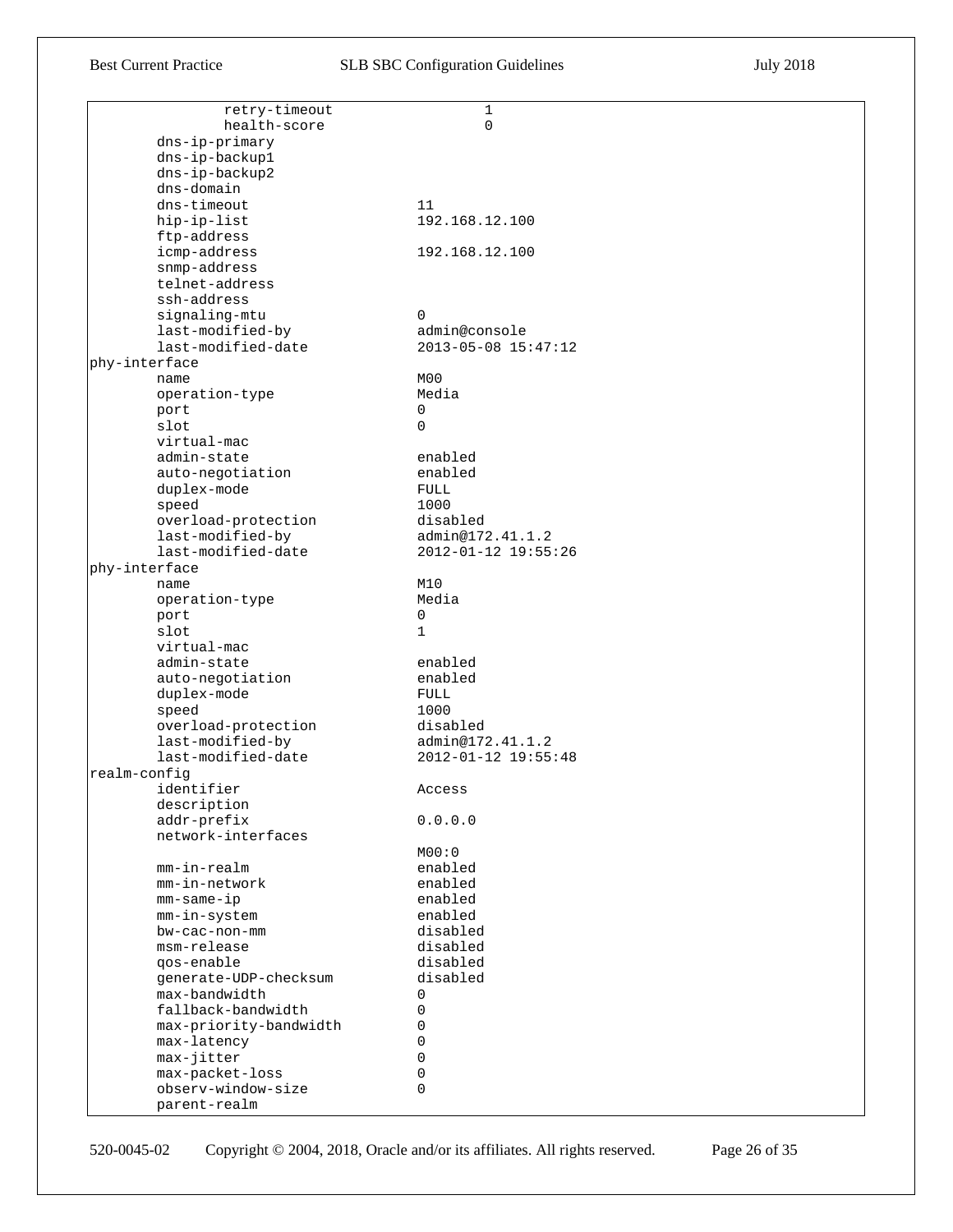```
                retry-timeout                 1
                health-score                  0
        dns-ip-primary
        dns-ip-backup1
        dns-ip-backup2
        dns-domain
        dns-timeout                    11
        hip-ip-list                    192.168.12.100
        ftp-address
        icmp-address                   192.168.12.100
        snmp-address
        telnet-address
        ssh-address
        signaling-mtu                  0
        last-modified-by               admin@console
        last-modified-date             2013-05-08 15:47:12
phy-interface
        name                           M00
        operation-type                 Media
        port                           0
        slot                           0
        virtual-mac
        admin-state                    enabled
        auto-negotiation               enabled
        duplex-mode                    FULL
        speed                          1000
        overload-protection            disabled
        last-modified-by               admin@172.41.1.2
        last-modified-date             2012-01-12 19:55:26
phy-interface
        name                           M10
        operation-type                 Media
        port                           0
        slot                           1
        virtual-mac
        admin-state                    enabled
        auto-negotiation               enabled
        duplex-mode                    FULL
        speed                          1000
        overload-protection            disabled
        last-modified-by               admin@172.41.1.2
        last-modified-date             2012-01-12 19:55:48
realm-config
        identifier                     Access
        description
        addr-prefix                    0.0.0.0
        network-interfaces
                                       M00:0
        mm-in-realm                    enabled
        mm-in-network                  enabled
        mm-same-ip                     enabled
        mm-in-system                   enabled
        bw-cac-non-mm                  disabled
        msm-release                    disabled
        qos-enable                     disabled
        generate-UDP-checksum          disabled
        max-bandwidth                  0
        fallback-bandwidth             0
        max-priority-bandwidth         0
        max-latency                    0
        max-jitter                     0
        max-packet-loss                0
        observ-window-size             0
        parent-realm
```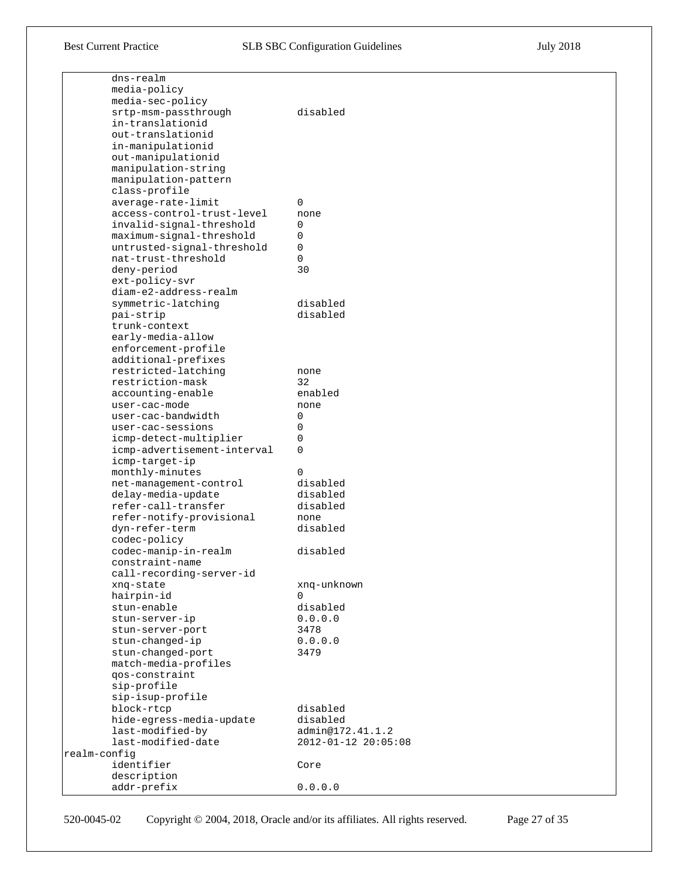```
        dns-realm
        media-policy
        media-sec-policy
        srtp-msm-passthrough           disabled
        in-translationid
        out-translationid
        in-manipulationid
        out-manipulationid
        manipulation-string
        manipulation-pattern
        class-profile
        average-rate-limit             0
        access-control-trust-level     none
        invalid-signal-threshold       0
        maximum-signal-threshold       0
        untrusted-signal-threshold     0
        nat-trust-threshold            0
        deny-period                    30
        ext-policy-svr
        diam-e2-address-realm
        symmetric-latching             disabled
        pai-strip                      disabled
        trunk-context
        early-media-allow
        enforcement-profile
        additional-prefixes
        restricted-latching            none
        restriction-mask               32
        accounting-enable              enabled
        user-cac-mode                  none
        user-cac-bandwidth             0
        user-cac-sessions              0
        icmp-detect-multiplier         0
        icmp-advertisement-interval    0
        icmp-target-ip
        monthly-minutes                0
        net-management-control         disabled
        delay-media-update             disabled
        refer-call-transfer            disabled
        refer-notify-provisional       none
        dyn-refer-term                 disabled
        codec-policy
        codec-manip-in-realm           disabled
        constraint-name
        call-recording-server-id
        xnq-state                      xnq-unknown
        hairpin-id                     0
        stun-enable                    disabled
        stun-server-ip                 0.0.0.0
        stun-server-port               3478
        stun-changed-ip                0.0.0.0
        stun-changed-port              3479
        match-media-profiles
        qos-constraint
        sip-profile
        sip-isup-profile
        block-rtcp                     disabled
        hide-egress-media-update       disabled
        last-modified-by               admin@172.41.1.2
        last-modified-date             2012-01-12 20:05:08
realm-config
        identifier                     Core
        description
        addr-prefix                    0.0.0.0
```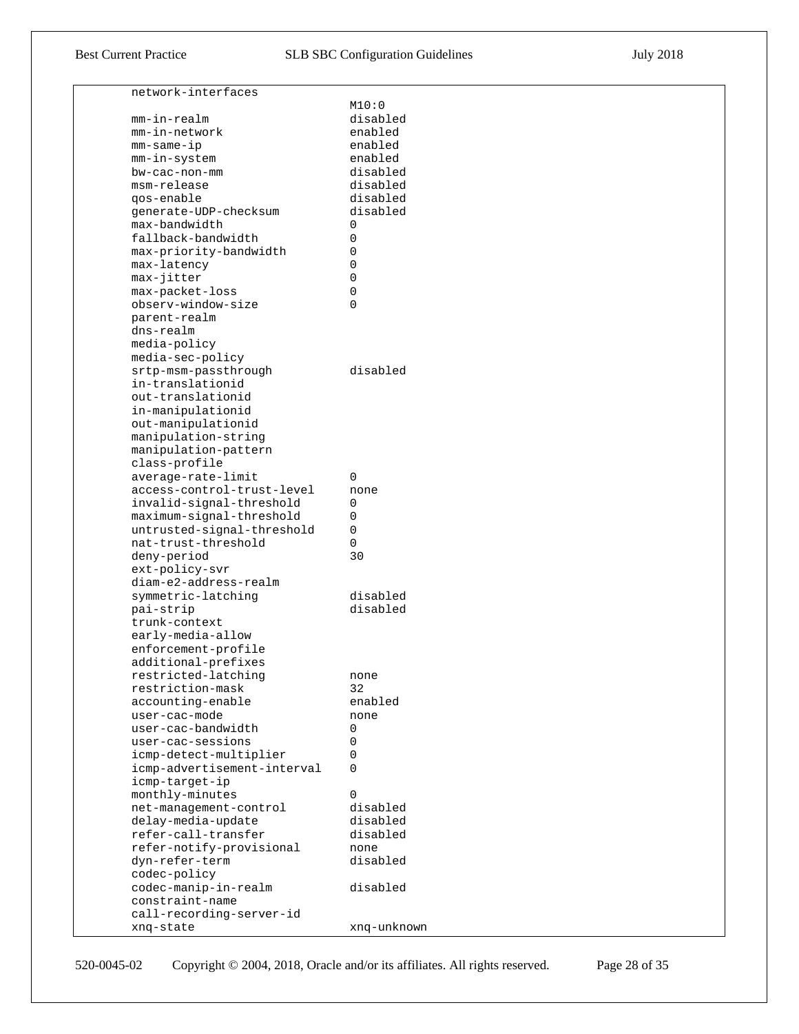```
        network-interfaces
                                    M10:0
        mm-in-realm                 disabled
        mm-in-network               enabled
        mm-same-ip                  enabled
        mm-in-system                enabled
        bw-cac-non-mm               disabled
        msm-release                 disabled
        qos-enable                  disabled
        generate-UDP-checksum       disabled
        max-bandwidth               0
        fallback-bandwidth          0
        max-priority-bandwidth      0
        max-latency                 0
        max-jitter                  0
        max-packet-loss             0
        observ-window-size          0
        parent-realm
        dns-realm
        media-policy
        media-sec-policy
        srtp-msm-passthrough        disabled
        in-translationid
        out-translationid
        in-manipulationid
        out-manipulationid
        manipulation-string
        manipulation-pattern
        class-profile
        average-rate-limit          0
        access-control-trust-level  none
        invalid-signal-threshold    0
        maximum-signal-threshold    0
        untrusted-signal-threshold  0
        nat-trust-threshold         0
        deny-period                 30
        ext-policy-svr
        diam-e2-address-realm
        symmetric-latching          disabled
        pai-strip                   disabled
        trunk-context
        early-media-allow
        enforcement-profile
        additional-prefixes
        restricted-latching         none
        restriction-mask            32
        accounting-enable           enabled
        user-cac-mode               none
        user-cac-bandwidth          0
        user-cac-sessions           0
        icmp-detect-multiplier      0
        icmp-advertisement-interval 0
        icmp-target-ip
        monthly-minutes             0
        net-management-control      disabled
        delay-media-update          disabled
        refer-call-transfer         disabled
        refer-notify-provisional    none
        dyn-refer-term              disabled
        codec-policy
        codec-manip-in-realm        disabled
        constraint-name
        call-recording-server-id
        xnq-state                   xnq-unknown
```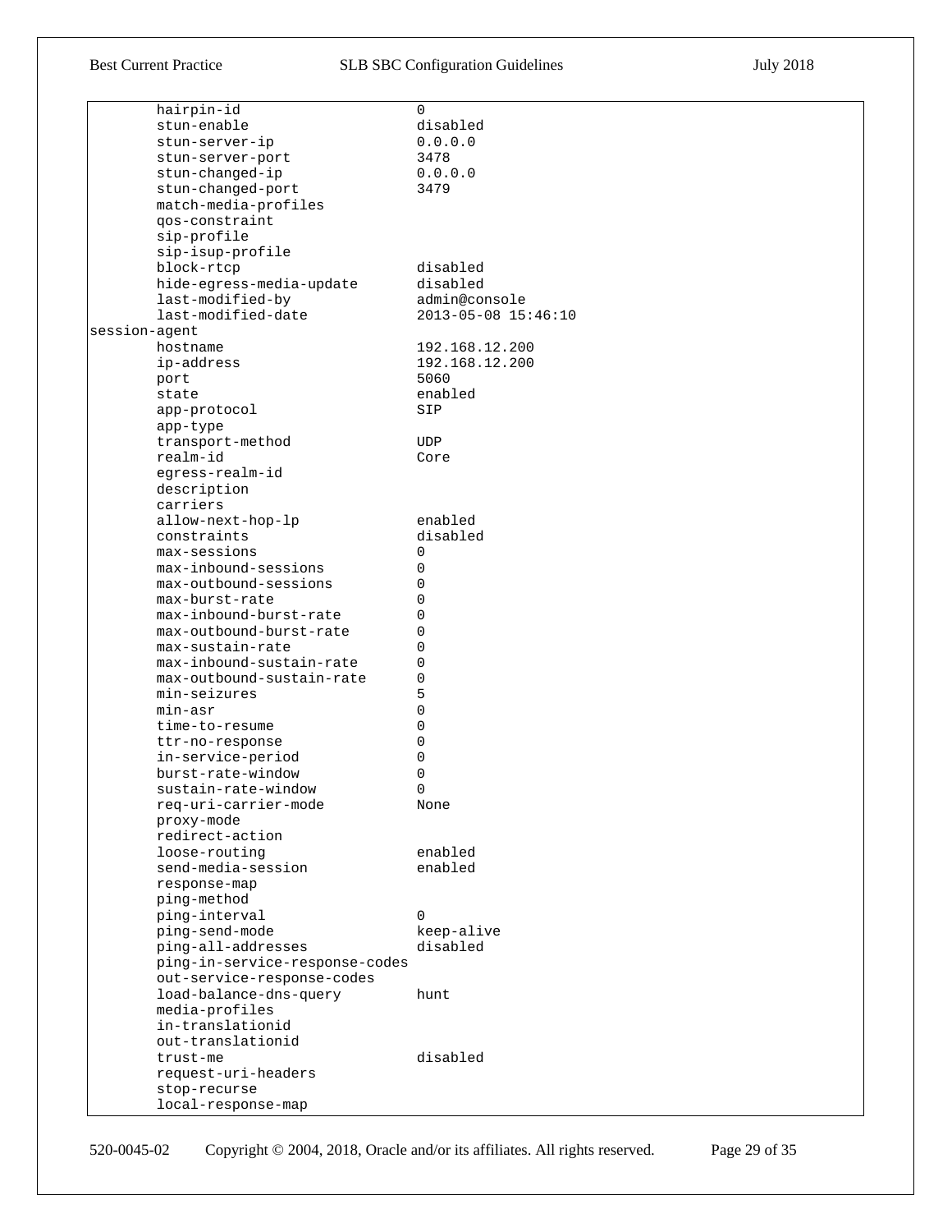```
        hairpin-id                      0
        stun-enable                     disabled
        stun-server-ip                  0.0.0.0
        stun-server-port                3478
        stun-changed-ip                 0.0.0.0
        stun-changed-port               3479
        match-media-profiles
        qos-constraint
        sip-profile
        sip-isup-profile
        block-rtcp                      disabled
        hide-egress-media-update        disabled
        last-modified-by                admin@console
        last-modified-date              2013-05-08 15:46:10
session-agent
        hostname                        192.168.12.200
        ip-address                      192.168.12.200
        port                            5060
        state                           enabled
        app-protocol                    SIP
        app-type
        transport-method                UDP
        realm-id                        Core
        egress-realm-id
        description
        carriers
        allow-next-hop-lp               enabled
        constraints                     disabled
        max-sessions                    0
        max-inbound-sessions            0
        max-outbound-sessions           0
        max-burst-rate                  0
        max-inbound-burst-rate          0
        max-outbound-burst-rate         0
        max-sustain-rate                0
        max-inbound-sustain-rate        0
        max-outbound-sustain-rate       0
        min-seizures                    5
        min-asr                         0
        time-to-resume                  0
        ttr-no-response                 0
        in-service-period               0
        burst-rate-window               0
        sustain-rate-window             0
        req-uri-carrier-mode            None
        proxy-mode
        redirect-action
        loose-routing                   enabled
        send-media-session              enabled
        response-map
        ping-method
        ping-interval                   0
        ping-send-mode                  keep-alive
        ping-all-addresses              disabled
        ping-in-service-response-codes
        out-service-response-codes
        load-balance-dns-query          hunt
        media-profiles
        in-translationid
        out-translationid
        trust-me                        disabled
        request-uri-headers
        stop-recurse
        local-response-map
```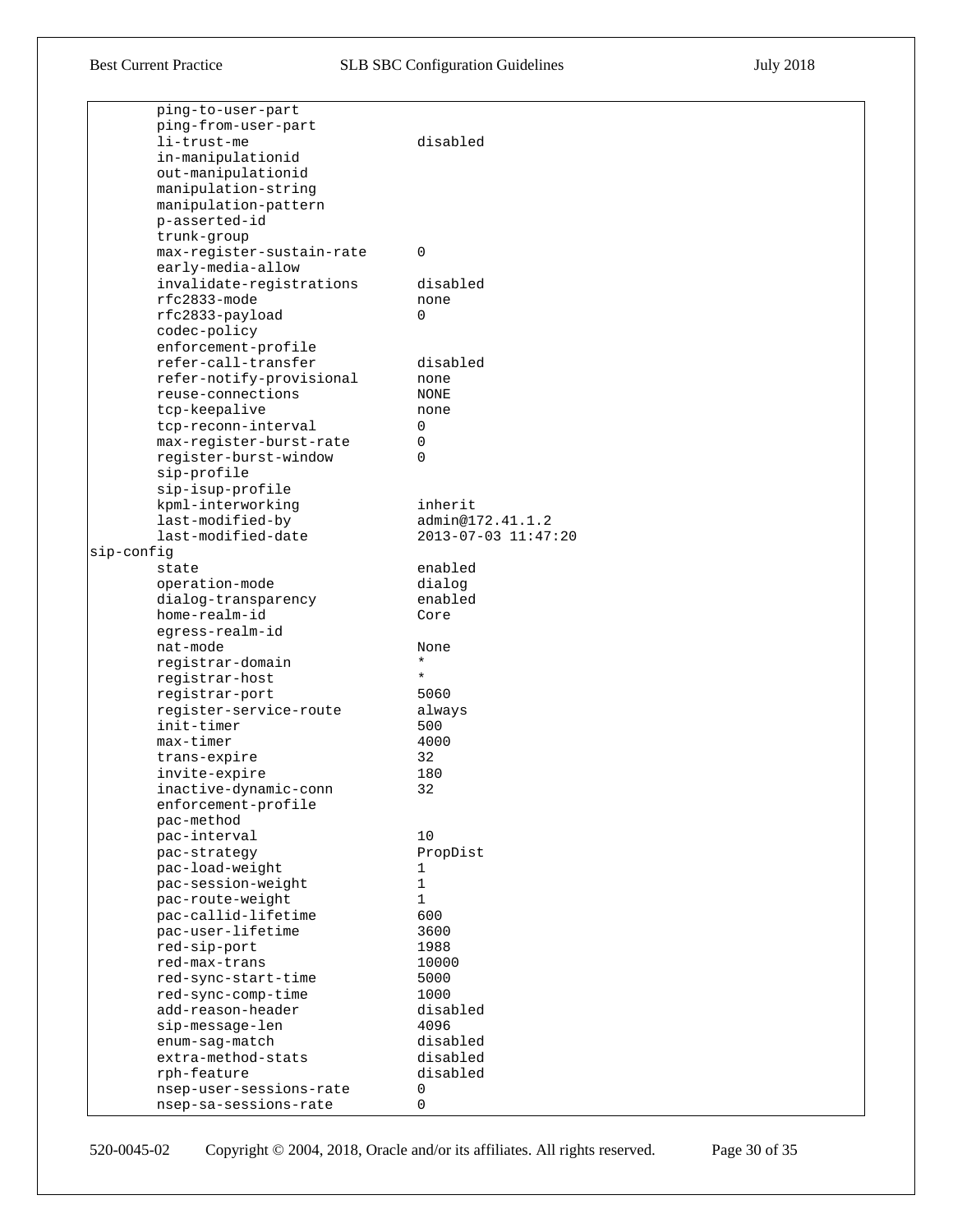```
        ping-to-user-part
        ping-from-user-part
        li-trust-me                    disabled
        in-manipulationid
        out-manipulationid
        manipulation-string
        manipulation-pattern
        p-asserted-id
        trunk-group
        max-register-sustain-rate      0
        early-media-allow
        invalidate-registrations       disabled
        rfc2833-mode                   none
        rfc2833-payload                0
        codec-policy
        enforcement-profile
        refer-call-transfer            disabled
        refer-notify-provisional       none
        reuse-connections              NONE
        tcp-keepalive                  none
        tcp-reconn-interval            0
        max-register-burst-rate        0
        register-burst-window          0
        sip-profile
        sip-isup-profile
        kpml-interworking              inherit
        last-modified-by               admin@172.41.1.2
        last-modified-date             2013-07-03 11:47:20
sip-config
        state                          enabled
        operation-mode                 dialog
        dialog-transparency            enabled
        home-realm-id                  Core
        egress-realm-id
        nat-mode                       None
        registrar-domain               *
        registrar-host                 *
        registrar-port                 5060
        register-service-route         always
        init-timer                     500
        max-timer                      4000
        trans-expire                   32
        invite-expire                  180
        inactive-dynamic-conn          32
        enforcement-profile
        pac-method
        pac-interval                   10
        pac-strategy                   PropDist
        pac-load-weight                1
        pac-session-weight             1
        pac-route-weight               1
        pac-callid-lifetime            600
        pac-user-lifetime              3600
        red-sip-port                   1988
        red-max-trans                  10000
        red-sync-start-time            5000
        red-sync-comp-time             1000
        add-reason-header              disabled
        sip-message-len                4096
        enum-sag-match                 disabled
        extra-method-stats             disabled
        rph-feature                    disabled
        nsep-user-sessions-rate        0
        nsep-sa-sessions-rate          0
```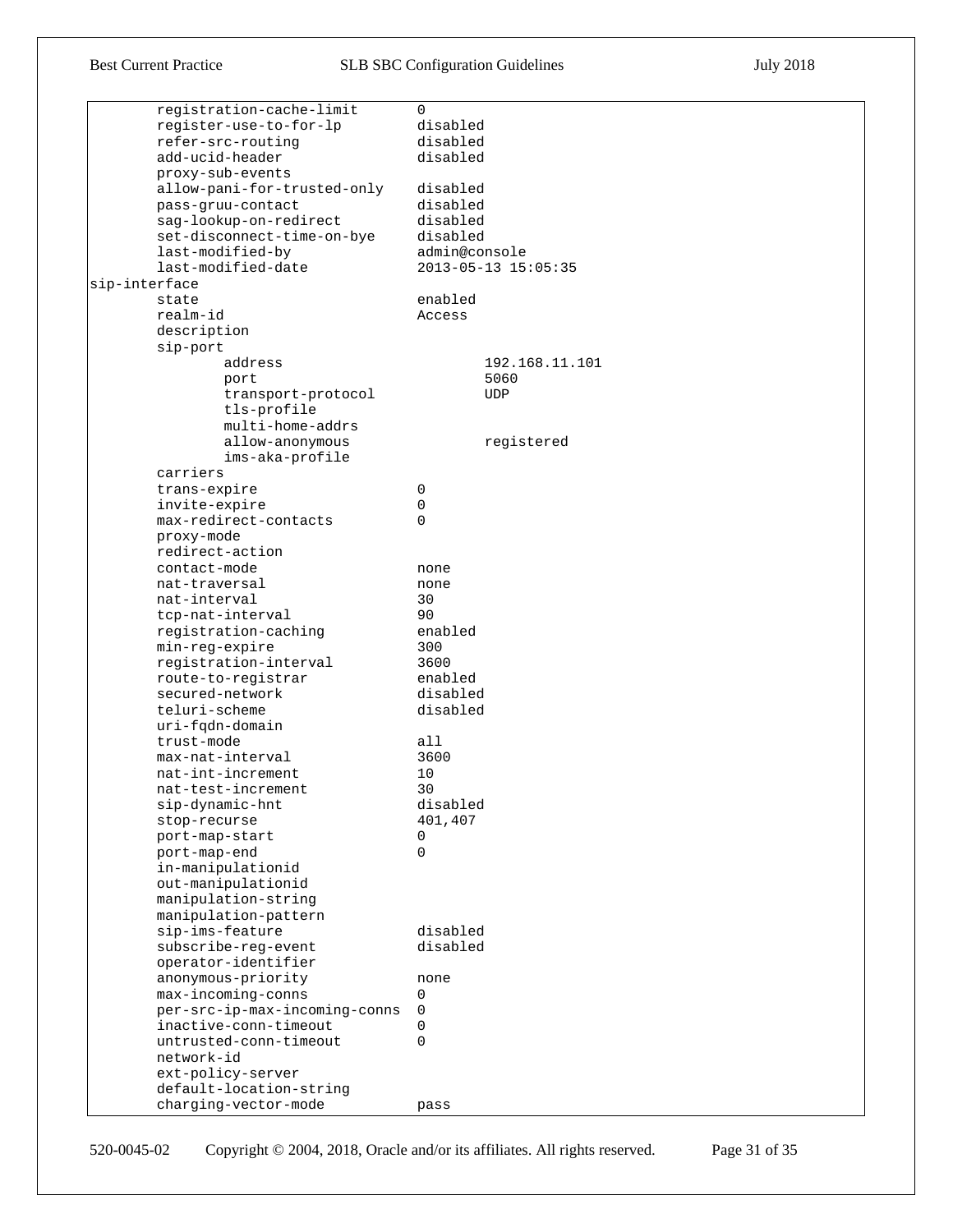```
        registration-cache-limit       0
        register-use-to-for-lp         disabled
        refer-src-routing              disabled
        add-ucid-header                disabled
        proxy-sub-events
        allow-pani-for-trusted-only    disabled
        pass-gruu-contact              disabled
        sag-lookup-on-redirect         disabled
        set-disconnect-time-on-bye     disabled
        last-modified-by               admin@console
        last-modified-date             2013-05-13 15:05:35
sip-interface
        state                          enabled
        realm-id                       Access
        description
        sip-port
                address                        192.168.11.101
                port                           5060
                transport-protocol             UDP
                tls-profile
                multi-home-addrs
                allow-anonymous                registered
                ims-aka-profile
        carriers
        trans-expire                   0
        invite-expire                  0
        max-redirect-contacts          0
        proxy-mode
        redirect-action
        contact-mode                   none
        nat-traversal                  none
        nat-interval                   30
        tcp-nat-interval               90
        registration-caching           enabled
        min-reg-expire                 300
        registration-interval          3600
        route-to-registrar             enabled
        secured-network                disabled
        teluri-scheme                  disabled
        uri-fqdn-domain
        trust-mode                     all
        max-nat-interval               3600
        nat-int-increment              10
        nat-test-increment             30
        sip-dynamic-hnt                disabled
        stop-recurse                   401,407
        port-map-start                 0
        port-map-end                   0
        in-manipulationid
        out-manipulationid
        manipulation-string
        manipulation-pattern
        sip-ims-feature                disabled
        subscribe-reg-event            disabled
        operator-identifier
        anonymous-priority             none
        max-incoming-conns             0
        per-src-ip-max-incoming-conns  0
        inactive-conn-timeout          0
        untrusted-conn-timeout         0
        network-id
        ext-policy-server
        default-location-string
        charging-vector-mode           pass
```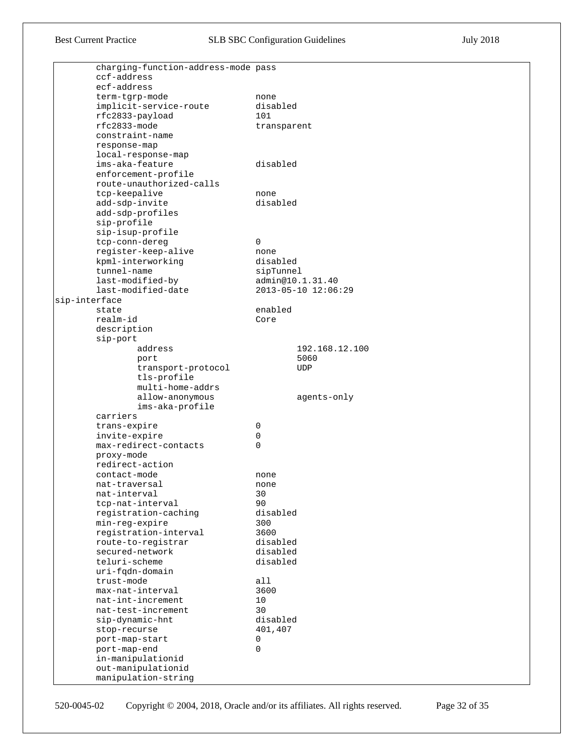```
        charging-function-address-mode pass
        ccf-address
        ecf-address
        term-tgrp-mode                  none
        implicit-service-route          disabled
        rfc2833-payload                 101
        rfc2833-mode                    transparent
        constraint-name
        response-map
        local-response-map
        ims-aka-feature                 disabled
        enforcement-profile
        route-unauthorized-calls
        tcp-keepalive                   none
        add-sdp-invite                  disabled
        add-sdp-profiles
        sip-profile
        sip-isup-profile
        tcp-conn-dereg                  0
        register-keep-alive             none
        kpml-interworking               disabled
        tunnel-name                     sipTunnel
        last-modified-by                admin@10.1.31.40
        last-modified-date              2013-05-10 12:06:29
sip-interface
        state                           enabled
        realm-id                        Core
        description
        sip-port
                address                         192.168.12.100
                port                            5060
                transport-protocol              UDP
                tls-profile
                multi-home-addrs
                allow-anonymous                 agents-only
                ims-aka-profile
        carriers
        trans-expire                    0
        invite-expire                   0
        max-redirect-contacts           0
        proxy-mode
        redirect-action
        contact-mode                    none
        nat-traversal                   none
        nat-interval                    30
        tcp-nat-interval                90
        registration-caching            disabled
        min-reg-expire                  300
        registration-interval           3600
        route-to-registrar              disabled
        secured-network                 disabled
        teluri-scheme                   disabled
        uri-fqdn-domain
        trust-mode                      all
        max-nat-interval                3600
        nat-int-increment               10
        nat-test-increment              30
        sip-dynamic-hnt                 disabled
        stop-recurse                    401,407
        port-map-start                  0
        port-map-end                    0
        in-manipulationid
        out-manipulationid
        manipulation-string
```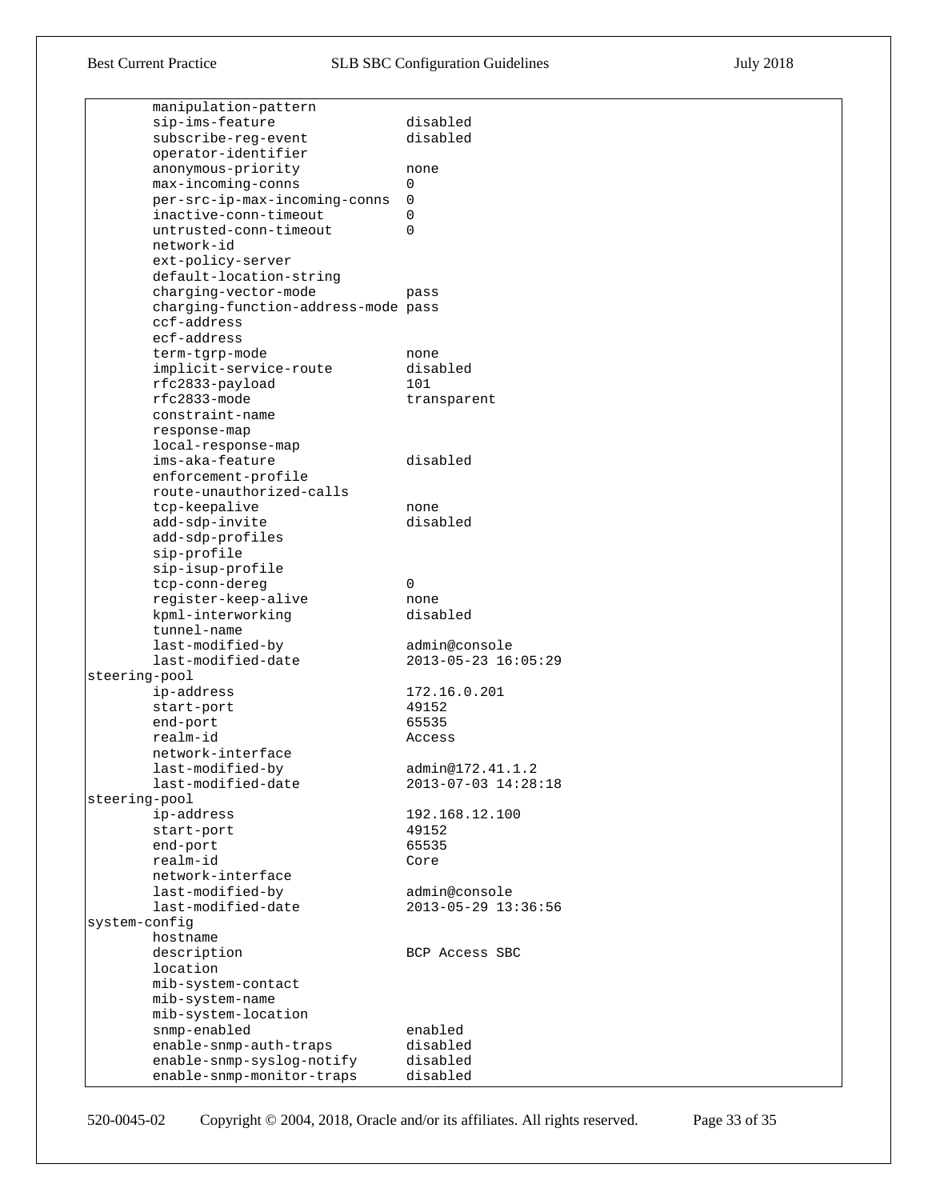```
        manipulation-pattern
        sip-ims-feature               disabled
        subscribe-reg-event           disabled
        operator-identifier
        anonymous-priority            none
        max-incoming-conns            0
        per-src-ip-max-incoming-conns 0
        inactive-conn-timeout         0
        untrusted-conn-timeout        0
        network-id
        ext-policy-server
        default-location-string
        charging-vector-mode          pass
        charging-function-address-mode pass
        ccf-address
        ecf-address
        term-tgrp-mode                none
        implicit-service-route        disabled
        rfc2833-payload               101
        rfc2833-mode                  transparent
        constraint-name
        response-map
        local-response-map
        ims-aka-feature               disabled
        enforcement-profile
        route-unauthorized-calls
        tcp-keepalive                 none
        add-sdp-invite                disabled
        add-sdp-profiles
        sip-profile
        sip-isup-profile
        tcp-conn-dereg                0
        register-keep-alive           none
        kpml-interworking             disabled
        tunnel-name
        last-modified-by              admin@console
        last-modified-date            2013-05-23 16:05:29
steering-pool
        ip-address                    172.16.0.201
        start-port                    49152
        end-port                      65535
        realm-id                      Access
        network-interface
        last-modified-by              admin@172.41.1.2
        last-modified-date            2013-07-03 14:28:18
steering-pool
        ip-address                    192.168.12.100
        start-port                    49152
        end-port                      65535
        realm-id                      Core
        network-interface
        last-modified-by              admin@console
        last-modified-date            2013-05-29 13:36:56
system-config
        hostname
        description                   BCP Access SBC
        location
        mib-system-contact
        mib-system-name
        mib-system-location
        snmp-enabled                  enabled
        enable-snmp-auth-traps        disabled
        enable-snmp-syslog-notify     disabled
        enable-snmp-monitor-traps     disabled
```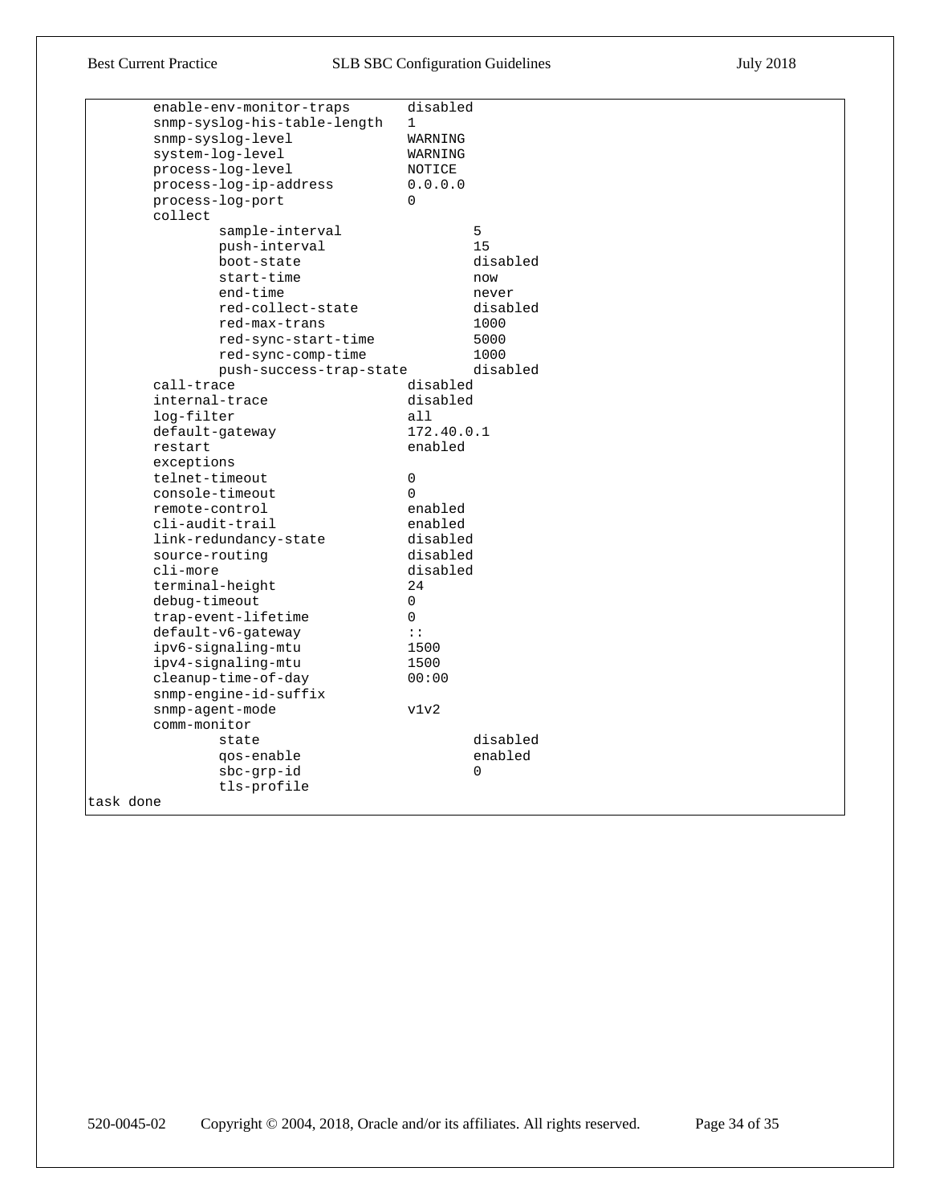```
        enable-env-monitor-traps       disabled
        snmp-syslog-his-table-length   1
        snmp-syslog-level              WARNING
        system-log-level               WARNING
        process-log-level              NOTICE
        process-log-ip-address         0.0.0.0
        process-log-port               0
        collect
                sample-interval                5
                push-interval                  15
                boot-state                     disabled
                start-time                     now
                end-time                       never
                red-collect-state              disabled
                red-max-trans                  1000
                red-sync-start-time            5000
                red-sync-comp-time             1000
                push-success-trap-state        disabled
        call-trace                     disabled
        internal-trace                 disabled
        log-filter                     all
        default-gateway                172.40.0.1
        restart                        enabled
        exceptions
        telnet-timeout                 0
        console-timeout                0
        remote-control                 enabled
        cli-audit-trail                enabled
        link-redundancy-state          disabled
        source-routing                 disabled
        cli-more                       disabled
        terminal-height                24
        debug-timeout                  0
        trap-event-lifetime            0
        default-v6-gateway             ::
        ipv6-signaling-mtu             1500
        ipv4-signaling-mtu             1500
        cleanup-time-of-day            00:00
        snmp-engine-id-suffix
        snmp-agent-mode                v1v2
        comm-monitor
                state                          disabled
                qos-enable                     enabled
                sbc-grp-id                     0
                tls-profile
task done
```